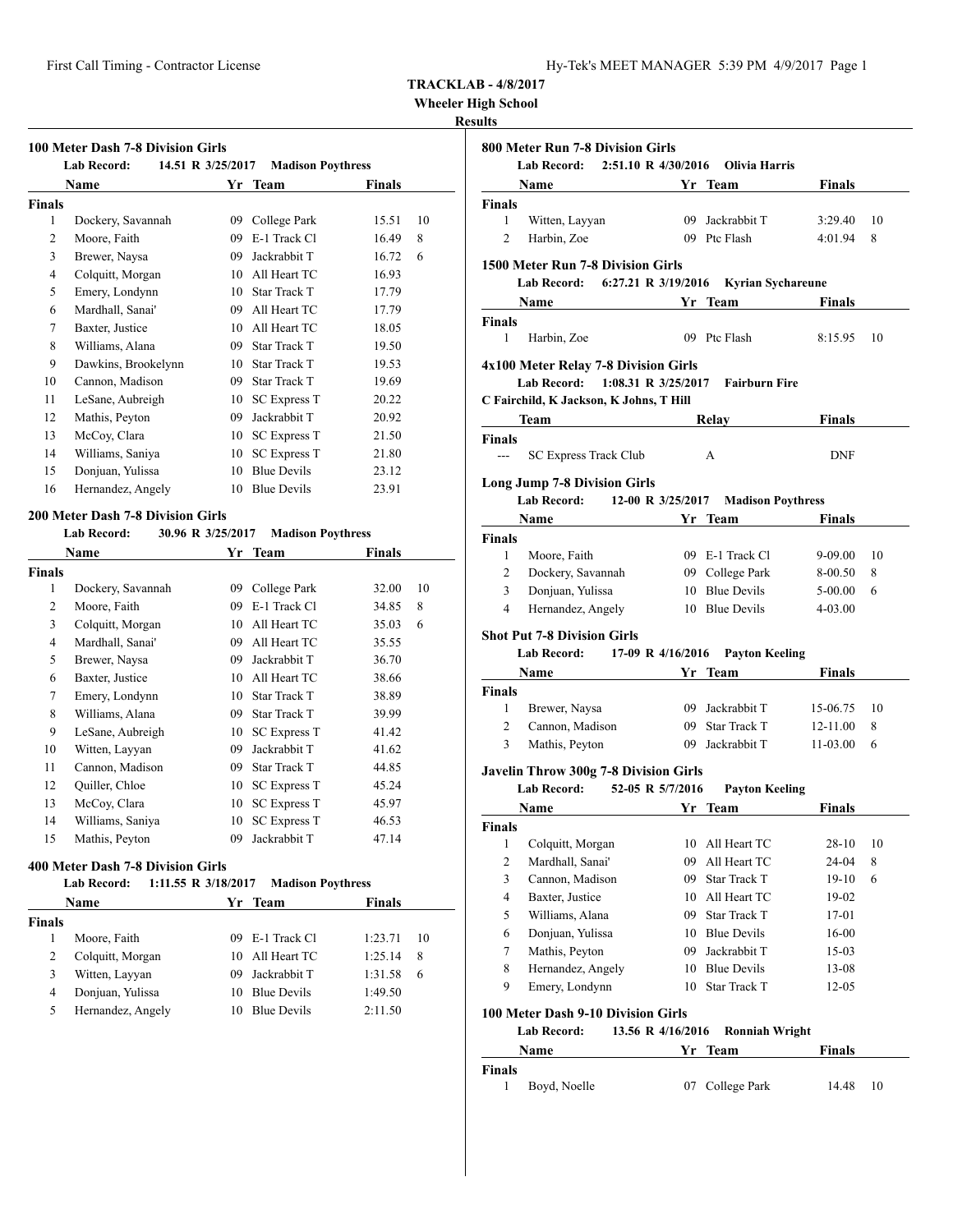# TRACKLAB - 4/8/2017

## Wheeler High School

### Results

#### 100 Meter Dash 7-8 Division Girls

Lab Record: 14.51 R 3/25/2017 Madison Poythress

| | Name | Yr | Team | Finals | |
|---|---|---|---|---|---|
| **Finals** | | | | | |
| 1 | Dockery, Savannah | 09 | College Park | 15.51 | 10 |
| 2 | Moore, Faith | 09 | E-1 Track Cl | 16.49 | 8 |
| 3 | Brewer, Naysa | 09 | Jackrabbit T | 16.72 | 6 |
| 4 | Colquitt, Morgan | 10 | All Heart TC | 16.93 | |
| 5 | Emery, Londynn | 10 | Star Track T | 17.79 | |
| 6 | Mardhall, Sanai' | 09 | All Heart TC | 17.79 | |
| 7 | Baxter, Justice | 10 | All Heart TC | 18.05 | |
| 8 | Williams, Alana | 09 | Star Track T | 19.50 | |
| 9 | Dawkins, Brookelynn | 10 | Star Track T | 19.53 | |
| 10 | Cannon, Madison | 09 | Star Track T | 19.69 | |
| 11 | LeSane, Aubreigh | 10 | SC Express T | 20.22 | |
| 12 | Mathis, Peyton | 09 | Jackrabbit T | 20.92 | |
| 13 | McCoy, Clara | 10 | SC Express T | 21.50 | |
| 14 | Williams, Saniya | 10 | SC Express T | 21.80 | |
| 15 | Donjuan, Yulissa | 10 | Blue Devils | 23.12 | |
| 16 | Hernandez, Angely | 10 | Blue Devils | 23.91 | |

#### 200 Meter Dash 7-8 Division Girls

Lab Record: 30.96 R 3/25/2017 Madison Poythress

| | Name | Yr | Team | Finals | |
|---|---|---|---|---|---|
| **Finals** | | | | | |
| 1 | Dockery, Savannah | 09 | College Park | 32.00 | 10 |
| 2 | Moore, Faith | 09 | E-1 Track Cl | 34.85 | 8 |
| 3 | Colquitt, Morgan | 10 | All Heart TC | 35.03 | 6 |
| 4 | Mardhall, Sanai' | 09 | All Heart TC | 35.55 | |
| 5 | Brewer, Naysa | 09 | Jackrabbit T | 36.70 | |
| 6 | Baxter, Justice | 10 | All Heart TC | 38.66 | |
| 7 | Emery, Londynn | 10 | Star Track T | 38.89 | |
| 8 | Williams, Alana | 09 | Star Track T | 39.99 | |
| 9 | LeSane, Aubreigh | 10 | SC Express T | 41.42 | |
| 10 | Witten, Layyan | 09 | Jackrabbit T | 41.62 | |
| 11 | Cannon, Madison | 09 | Star Track T | 44.85 | |
| 12 | Quiller, Chloe | 10 | SC Express T | 45.24 | |
| 13 | McCoy, Clara | 10 | SC Express T | 45.97 | |
| 14 | Williams, Saniya | 10 | SC Express T | 46.53 | |
| 15 | Mathis, Peyton | 09 | Jackrabbit T | 47.14 | |

#### 400 Meter Dash 7-8 Division Girls

Lab Record: 1:11.55 R 3/18/2017 Madison Poythress

| | Name | Yr | Team | Finals | |
|---|---|---|---|---|---|
| **Finals** | | | | | |
| 1 | Moore, Faith | 09 | E-1 Track Cl | 1:23.71 | 10 |
| 2 | Colquitt, Morgan | 10 | All Heart TC | 1:25.14 | 8 |
| 3 | Witten, Layyan | 09 | Jackrabbit T | 1:31.58 | 6 |
| 4 | Donjuan, Yulissa | 10 | Blue Devils | 1:49.50 | |
| 5 | Hernandez, Angely | 10 | Blue Devils | 2:11.50 | |

#### 800 Meter Run 7-8 Division Girls

Lab Record: 2:51.10 R 4/30/2016 Olivia Harris

| | Name | Yr | Team | Finals | |
|---|---|---|---|---|---|
| **Finals** | | | | | |
| 1 | Witten, Layyan | 09 | Jackrabbit T | 3:29.40 | 10 |
| 2 | Harbin, Zoe | 09 | Ptc Flash | 4:01.94 | 8 |

#### 1500 Meter Run 7-8 Division Girls

Lab Record: 6:27.21 R 3/19/2016 Kyrian Sychareune

| | Name | Yr | Team | Finals | |
|---|---|---|---|---|---|
| **Finals** | | | | | |
| 1 | Harbin, Zoe | 09 | Ptc Flash | 8:15.95 | 10 |

#### 4x100 Meter Relay 7-8 Division Girls

Lab Record: 1:08.31 R 3/25/2017 Fairburn Fire

C Fairchild, K Jackson, K Johns, T Hill

| | Team | Relay | Finals |
|---|---|---|---|
| **Finals** | | | |
| --- | SC Express Track Club | A | DNF |

#### Long Jump 7-8 Division Girls

Lab Record: 12-00 R 3/25/2017 Madison Poythress

| | Name | Yr | Team | Finals | |
|---|---|---|---|---|---|
| **Finals** | | | | | |
| 1 | Moore, Faith | 09 | E-1 Track Cl | 9-09.00 | 10 |
| 2 | Dockery, Savannah | 09 | College Park | 8-00.50 | 8 |
| 3 | Donjuan, Yulissa | 10 | Blue Devils | 5-00.00 | 6 |
| 4 | Hernandez, Angely | 10 | Blue Devils | 4-03.00 | |

#### Shot Put 7-8 Division Girls

Lab Record: 17-09 R 4/16/2016 Payton Keeling

| | Name | Yr | Team | Finals | |
|---|---|---|---|---|---|
| **Finals** | | | | | |
| 1 | Brewer, Naysa | 09 | Jackrabbit T | 15-06.75 | 10 |
| 2 | Cannon, Madison | 09 | Star Track T | 12-11.00 | 8 |
| 3 | Mathis, Peyton | 09 | Jackrabbit T | 11-03.00 | 6 |

#### Javelin Throw 300g 7-8 Division Girls

Lab Record: 52-05 R 5/7/2016 Payton Keeling

| | Name | Yr | Team | Finals | |
|---|---|---|---|---|---|
| **Finals** | | | | | |
| 1 | Colquitt, Morgan | 10 | All Heart TC | 28-10 | 10 |
| 2 | Mardhall, Sanai' | 09 | All Heart TC | 24-04 | 8 |
| 3 | Cannon, Madison | 09 | Star Track T | 19-10 | 6 |
| 4 | Baxter, Justice | 10 | All Heart TC | 19-02 | |
| 5 | Williams, Alana | 09 | Star Track T | 17-01 | |
| 6 | Donjuan, Yulissa | 10 | Blue Devils | 16-00 | |
| 7 | Mathis, Peyton | 09 | Jackrabbit T | 15-03 | |
| 8 | Hernandez, Angely | 10 | Blue Devils | 13-08 | |
| 9 | Emery, Londynn | 10 | Star Track T | 12-05 | |

#### 100 Meter Dash 9-10 Division Girls

Lab Record: 13.56 R 4/16/2016 Ronniah Wright

| | Name | Yr | Team | Finals | |
|---|---|---|---|---|---|
| **Finals** | | | | | |
| 1 | Boyd, Noelle | 07 | College Park | 14.48 | 10 |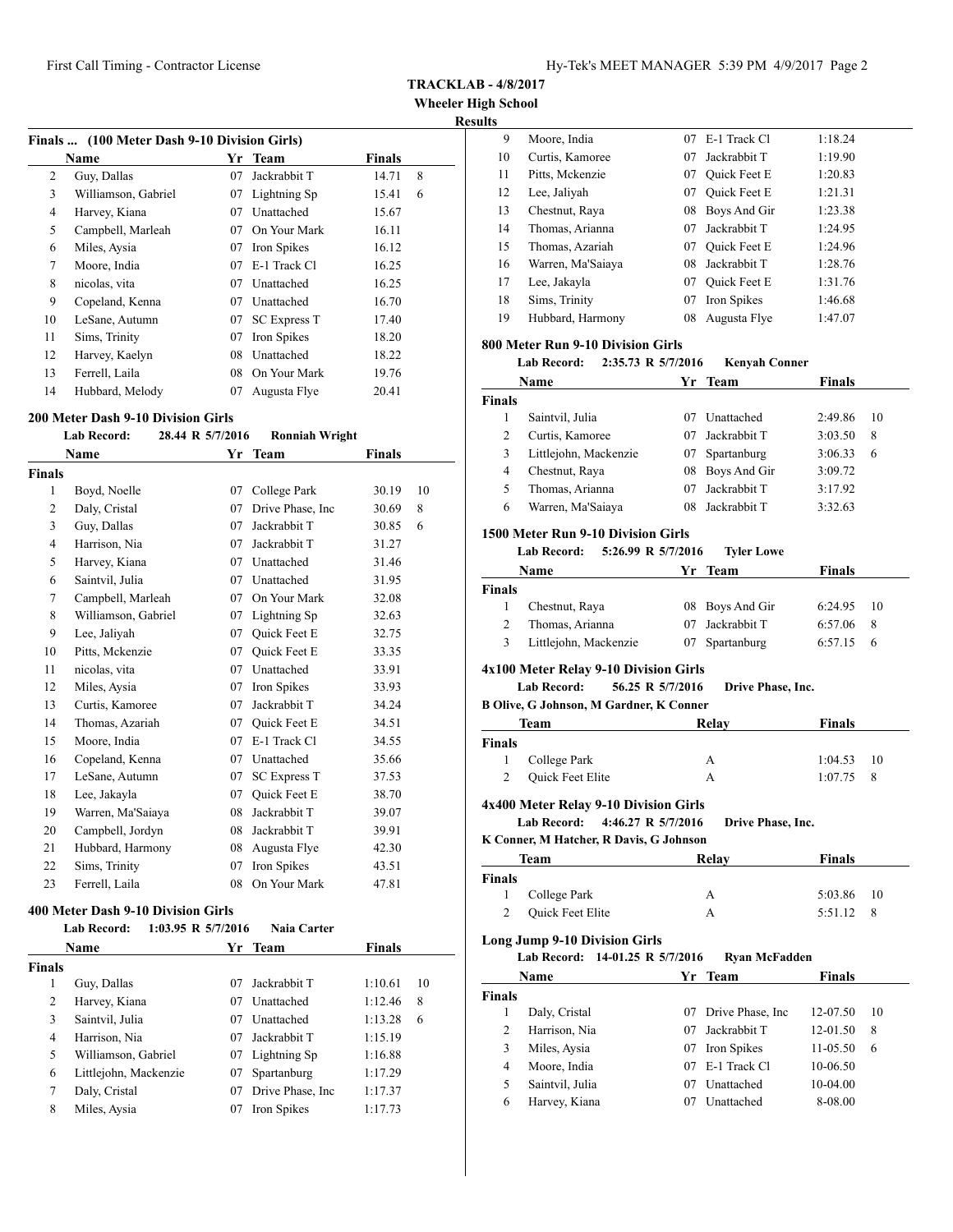**TRACKLAB - 4/8/2017**
**Wheeler High School**
**Results**

### Finals ... (100 Meter Dash 9-10 Division Girls)

| | Name | Yr | Team | Finals | |
|---|---|---|---|---|---|
| 2 | Guy, Dallas | 07 | Jackrabbit T | 14.71 | 8 |
| 3 | Williamson, Gabriel | 07 | Lightning Sp | 15.41 | 6 |
| 4 | Harvey, Kiana | 07 | Unattached | 15.67 | |
| 5 | Campbell, Marleah | 07 | On Your Mark | 16.11 | |
| 6 | Miles, Aysia | 07 | Iron Spikes | 16.12 | |
| 7 | Moore, India | 07 | E-1 Track Cl | 16.25 | |
| 8 | nicolas, vita | 07 | Unattached | 16.25 | |
| 9 | Copeland, Kenna | 07 | Unattached | 16.70 | |
| 10 | LeSane, Autumn | 07 | SC Express T | 17.40 | |
| 11 | Sims, Trinity | 07 | Iron Spikes | 18.20 | |
| 12 | Harvey, Kaelyn | 08 | Unattached | 18.22 | |
| 13 | Ferrell, Laila | 08 | On Your Mark | 19.76 | |
| 14 | Hubbard, Melody | 07 | Augusta Flye | 20.41 | |

### 200 Meter Dash 9-10 Division Girls

**Lab Record:** 28.44 R 5/7/2016 **Ronniah Wright**

| | Name | Yr | Team | Finals | |
|---|---|---|---|---|---|
| **Finals** | | | | | |
| 1 | Boyd, Noelle | 07 | College Park | 30.19 | 10 |
| 2 | Daly, Cristal | 07 | Drive Phase, Inc | 30.69 | 8 |
| 3 | Guy, Dallas | 07 | Jackrabbit T | 30.85 | 6 |
| 4 | Harrison, Nia | 07 | Jackrabbit T | 31.27 | |
| 5 | Harvey, Kiana | 07 | Unattached | 31.46 | |
| 6 | Saintvil, Julia | 07 | Unattached | 31.95 | |
| 7 | Campbell, Marleah | 07 | On Your Mark | 32.08 | |
| 8 | Williamson, Gabriel | 07 | Lightning Sp | 32.63 | |
| 9 | Lee, Jaliyah | 07 | Quick Feet E | 32.75 | |
| 10 | Pitts, Mckenzie | 07 | Quick Feet E | 33.35 | |
| 11 | nicolas, vita | 07 | Unattached | 33.91 | |
| 12 | Miles, Aysia | 07 | Iron Spikes | 33.93 | |
| 13 | Curtis, Kamoree | 07 | Jackrabbit T | 34.24 | |
| 14 | Thomas, Azariah | 07 | Quick Feet E | 34.51 | |
| 15 | Moore, India | 07 | E-1 Track Cl | 34.55 | |
| 16 | Copeland, Kenna | 07 | Unattached | 35.66 | |
| 17 | LeSane, Autumn | 07 | SC Express T | 37.53 | |
| 18 | Lee, Jakayla | 07 | Quick Feet E | 38.70 | |
| 19 | Warren, Ma'Saiaya | 08 | Jackrabbit T | 39.07 | |
| 20 | Campbell, Jordyn | 08 | Jackrabbit T | 39.91 | |
| 21 | Hubbard, Harmony | 08 | Augusta Flye | 42.30 | |
| 22 | Sims, Trinity | 07 | Iron Spikes | 43.51 | |
| 23 | Ferrell, Laila | 08 | On Your Mark | 47.81 | |

### 400 Meter Dash 9-10 Division Girls

**Lab Record:** 1:03.95 R 5/7/2016 **Naia Carter**

| | Name | Yr | Team | Finals | |
|---|---|---|---|---|---|
| **Finals** | | | | | |
| 1 | Guy, Dallas | 07 | Jackrabbit T | 1:10.61 | 10 |
| 2 | Harvey, Kiana | 07 | Unattached | 1:12.46 | 8 |
| 3 | Saintvil, Julia | 07 | Unattached | 1:13.28 | 6 |
| 4 | Harrison, Nia | 07 | Jackrabbit T | 1:15.19 | |
| 5 | Williamson, Gabriel | 07 | Lightning Sp | 1:16.88 | |
| 6 | Littlejohn, Mackenzie | 07 | Spartanburg | 1:17.29 | |
| 7 | Daly, Cristal | 07 | Drive Phase, Inc | 1:17.37 | |
| 8 | Miles, Aysia | 07 | Iron Spikes | 1:17.73 | |
| 9 | Moore, India | 07 | E-1 Track Cl | 1:18.24 | |
| 10 | Curtis, Kamoree | 07 | Jackrabbit T | 1:19.90 | |
| 11 | Pitts, Mckenzie | 07 | Quick Feet E | 1:20.83 | |
| 12 | Lee, Jaliyah | 07 | Quick Feet E | 1:21.31 | |
| 13 | Chestnut, Raya | 08 | Boys And Gir | 1:23.38 | |
| 14 | Thomas, Arianna | 07 | Jackrabbit T | 1:24.95 | |
| 15 | Thomas, Azariah | 07 | Quick Feet E | 1:24.96 | |
| 16 | Warren, Ma'Saiaya | 08 | Jackrabbit T | 1:28.76 | |
| 17 | Lee, Jakayla | 07 | Quick Feet E | 1:31.76 | |
| 18 | Sims, Trinity | 07 | Iron Spikes | 1:46.68 | |
| 19 | Hubbard, Harmony | 08 | Augusta Flye | 1:47.07 | |

### 800 Meter Run 9-10 Division Girls

**Lab Record:** 2:35.73 R 5/7/2016 **Kenyah Conner**

| | Name | Yr | Team | Finals | |
|---|---|---|---|---|---|
| **Finals** | | | | | |
| 1 | Saintvil, Julia | 07 | Unattached | 2:49.86 | 10 |
| 2 | Curtis, Kamoree | 07 | Jackrabbit T | 3:03.50 | 8 |
| 3 | Littlejohn, Mackenzie | 07 | Spartanburg | 3:06.33 | 6 |
| 4 | Chestnut, Raya | 08 | Boys And Gir | 3:09.72 | |
| 5 | Thomas, Arianna | 07 | Jackrabbit T | 3:17.92 | |
| 6 | Warren, Ma'Saiaya | 08 | Jackrabbit T | 3:32.63 | |

### 1500 Meter Run 9-10 Division Girls

**Lab Record:** 5:26.99 R 5/7/2016 **Tyler Lowe**

| | Name | Yr | Team | Finals | |
|---|---|---|---|---|---|
| **Finals** | | | | | |
| 1 | Chestnut, Raya | 08 | Boys And Gir | 6:24.95 | 10 |
| 2 | Thomas, Arianna | 07 | Jackrabbit T | 6:57.06 | 8 |
| 3 | Littlejohn, Mackenzie | 07 | Spartanburg | 6:57.15 | 6 |

### 4x100 Meter Relay 9-10 Division Girls

**Lab Record:** 56.25 R 5/7/2016 **Drive Phase, Inc.**

**B Olive, G Johnson, M Gardner, K Conner**

| | Team | Relay | Finals | |
|---|---|---|---|---|
| **Finals** | | | | |
| 1 | College Park | A | 1:04.53 | 10 |
| 2 | Quick Feet Elite | A | 1:07.75 | 8 |

### 4x400 Meter Relay 9-10 Division Girls

**Lab Record:** 4:46.27 R 5/7/2016 **Drive Phase, Inc.**

**K Conner, M Hatcher, R Davis, G Johnson**

| | Team | Relay | Finals | |
|---|---|---|---|---|
| **Finals** | | | | |
| 1 | College Park | A | 5:03.86 | 10 |
| 2 | Quick Feet Elite | A | 5:51.12 | 8 |

### Long Jump 9-10 Division Girls

**Lab Record:** 14-01.25 R 5/7/2016 **Ryan McFadden**

| | Name | Yr | Team | Finals | |
|---|---|---|---|---|---|
| **Finals** | | | | | |
| 1 | Daly, Cristal | 07 | Drive Phase, Inc | 12-07.50 | 10 |
| 2 | Harrison, Nia | 07 | Jackrabbit T | 12-01.50 | 8 |
| 3 | Miles, Aysia | 07 | Iron Spikes | 11-05.50 | 6 |
| 4 | Moore, India | 07 | E-1 Track Cl | 10-06.50 | |
| 5 | Saintvil, Julia | 07 | Unattached | 10-04.00 | |
| 6 | Harvey, Kiana | 07 | Unattached | 8-08.00 | |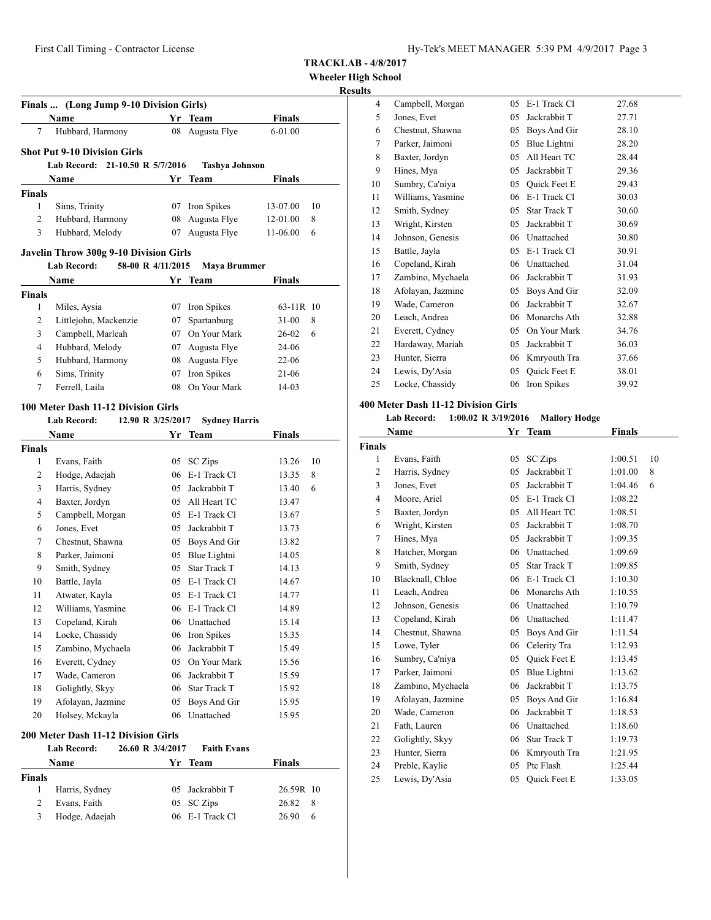**TRACKLAB - 4/8/2017**
**Wheeler High School**
**Results**

### Finals ... (Long Jump 9-10 Division Girls)

| | Name | Yr | Team | Finals | |
|---|---|---|---|---|---|
| 7 | Hubbard, Harmony | 08 | Augusta Flye | 6-01.00 | |

### Shot Put 9-10 Division Girls

Lab Record: 21-10.50 R 5/7/2016 Tashya Johnson

| | Name | Yr | Team | Finals | |
|---|---|---|---|---|---|
| **Finals** | | | | | |
| 1 | Sims, Trinity | 07 | Iron Spikes | 13-07.00 | 10 |
| 2 | Hubbard, Harmony | 08 | Augusta Flye | 12-01.00 | 8 |
| 3 | Hubbard, Melody | 07 | Augusta Flye | 11-06.00 | 6 |

### Javelin Throw 300g 9-10 Division Girls

Lab Record: 58-00 R 4/11/2015 Maya Brummer

| | Name | Yr | Team | Finals | |
|---|---|---|---|---|---|
| **Finals** | | | | | |
| 1 | Miles, Aysia | 07 | Iron Spikes | 63-11R | 10 |
| 2 | Littlejohn, Mackenzie | 07 | Spartanburg | 31-00 | 8 |
| 3 | Campbell, Marleah | 07 | On Your Mark | 26-02 | 6 |
| 4 | Hubbard, Melody | 07 | Augusta Flye | 24-06 | |
| 5 | Hubbard, Harmony | 08 | Augusta Flye | 22-06 | |
| 6 | Sims, Trinity | 07 | Iron Spikes | 21-06 | |
| 7 | Ferrell, Laila | 08 | On Your Mark | 14-03 | |

### 100 Meter Dash 11-12 Division Girls

Lab Record: 12.90 R 3/25/2017 Sydney Harris

| | Name | Yr | Team | Finals | |
|---|---|---|---|---|---|
| **Finals** | | | | | |
| 1 | Evans, Faith | 05 | SC Zips | 13.26 | 10 |
| 2 | Hodge, Adaejah | 06 | E-1 Track Cl | 13.35 | 8 |
| 3 | Harris, Sydney | 05 | Jackrabbit T | 13.40 | 6 |
| 4 | Baxter, Jordyn | 05 | All Heart TC | 13.47 | |
| 5 | Campbell, Morgan | 05 | E-1 Track Cl | 13.67 | |
| 6 | Jones, Evet | 05 | Jackrabbit T | 13.73 | |
| 7 | Chestnut, Shawna | 05 | Boys And Gir | 13.82 | |
| 8 | Parker, Jaimoni | 05 | Blue Lightni | 14.05 | |
| 9 | Smith, Sydney | 05 | Star Track T | 14.13 | |
| 10 | Battle, Jayla | 05 | E-1 Track Cl | 14.67 | |
| 11 | Atwater, Kayla | 05 | E-1 Track Cl | 14.77 | |
| 12 | Williams, Yasmine | 06 | E-1 Track Cl | 14.89 | |
| 13 | Copeland, Kirah | 06 | Unattached | 15.14 | |
| 14 | Locke, Chassidy | 06 | Iron Spikes | 15.35 | |
| 15 | Zambino, Mychaela | 06 | Jackrabbit T | 15.49 | |
| 16 | Everett, Cydney | 05 | On Your Mark | 15.56 | |
| 17 | Wade, Cameron | 06 | Jackrabbit T | 15.59 | |
| 18 | Golightly, Skyy | 06 | Star Track T | 15.92 | |
| 19 | Afolayan, Jazmine | 05 | Boys And Gir | 15.95 | |
| 20 | Holsey, Mckayla | 06 | Unattached | 15.95 | |

### 200 Meter Dash 11-12 Division Girls

Lab Record: 26.60 R 3/4/2017 Faith Evans

| | Name | Yr | Team | Finals | |
|---|---|---|---|---|---|
| **Finals** | | | | | |
| 1 | Harris, Sydney | 05 | Jackrabbit T | 26.59R | 10 |
| 2 | Evans, Faith | 05 | SC Zips | 26.82 | 8 |
| 3 | Hodge, Adaejah | 06 | E-1 Track Cl | 26.90 | 6 |
| 4 | Campbell, Morgan | 05 | E-1 Track Cl | 27.68 | |
| 5 | Jones, Evet | 05 | Jackrabbit T | 27.71 | |
| 6 | Chestnut, Shawna | 05 | Boys And Gir | 28.10 | |
| 7 | Parker, Jaimoni | 05 | Blue Lightni | 28.20 | |
| 8 | Baxter, Jordyn | 05 | All Heart TC | 28.44 | |
| 9 | Hines, Mya | 05 | Jackrabbit T | 29.36 | |
| 10 | Sumbry, Ca'niya | 05 | Quick Feet E | 29.43 | |
| 11 | Williams, Yasmine | 06 | E-1 Track Cl | 30.03 | |
| 12 | Smith, Sydney | 05 | Star Track T | 30.60 | |
| 13 | Wright, Kirsten | 05 | Jackrabbit T | 30.69 | |
| 14 | Johnson, Genesis | 06 | Unattached | 30.80 | |
| 15 | Battle, Jayla | 05 | E-1 Track Cl | 30.91 | |
| 16 | Copeland, Kirah | 06 | Unattached | 31.04 | |
| 17 | Zambino, Mychaela | 06 | Jackrabbit T | 31.93 | |
| 18 | Afolayan, Jazmine | 05 | Boys And Gir | 32.09 | |
| 19 | Wade, Cameron | 06 | Jackrabbit T | 32.67 | |
| 20 | Leach, Andrea | 06 | Monarchs Ath | 32.88 | |
| 21 | Everett, Cydney | 05 | On Your Mark | 34.76 | |
| 22 | Hardaway, Mariah | 05 | Jackrabbit T | 36.03 | |
| 23 | Hunter, Sierra | 06 | Kmryouth Tra | 37.66 | |
| 24 | Lewis, Dy'Asia | 05 | Quick Feet E | 38.01 | |
| 25 | Locke, Chassidy | 06 | Iron Spikes | 39.92 | |

### 400 Meter Dash 11-12 Division Girls

Lab Record: 1:00.02 R 3/19/2016 Mallory Hodge

| | Name | Yr | Team | Finals | |
|---|---|---|---|---|---|
| **Finals** | | | | | |
| 1 | Evans, Faith | 05 | SC Zips | 1:00.51 | 10 |
| 2 | Harris, Sydney | 05 | Jackrabbit T | 1:01.00 | 8 |
| 3 | Jones, Evet | 05 | Jackrabbit T | 1:04.46 | 6 |
| 4 | Moore, Ariel | 05 | E-1 Track Cl | 1:08.22 | |
| 5 | Baxter, Jordyn | 05 | All Heart TC | 1:08.51 | |
| 6 | Wright, Kirsten | 05 | Jackrabbit T | 1:08.70 | |
| 7 | Hines, Mya | 05 | Jackrabbit T | 1:09.35 | |
| 8 | Hatcher, Morgan | 06 | Unattached | 1:09.69 | |
| 9 | Smith, Sydney | 05 | Star Track T | 1:09.85 | |
| 10 | Blacknall, Chloe | 06 | E-1 Track Cl | 1:10.30 | |
| 11 | Leach, Andrea | 06 | Monarchs Ath | 1:10.55 | |
| 12 | Johnson, Genesis | 06 | Unattached | 1:10.79 | |
| 13 | Copeland, Kirah | 06 | Unattached | 1:11.47 | |
| 14 | Chestnut, Shawna | 05 | Boys And Gir | 1:11.54 | |
| 15 | Lowe, Tyler | 06 | Celerity Tra | 1:12.93 | |
| 16 | Sumbry, Ca'niya | 05 | Quick Feet E | 1:13.45 | |
| 17 | Parker, Jaimoni | 05 | Blue Lightni | 1:13.62 | |
| 18 | Zambino, Mychaela | 06 | Jackrabbit T | 1:13.75 | |
| 19 | Afolayan, Jazmine | 05 | Boys And Gir | 1:16.84 | |
| 20 | Wade, Cameron | 06 | Jackrabbit T | 1:18.53 | |
| 21 | Fath, Lauren | 06 | Unattached | 1:18.60 | |
| 22 | Golightly, Skyy | 06 | Star Track T | 1:19.73 | |
| 23 | Hunter, Sierra | 06 | Kmryouth Tra | 1:21.95 | |
| 24 | Preble, Kaylie | 05 | Ptc Flash | 1:25.44 | |
| 25 | Lewis, Dy'Asia | 05 | Quick Feet E | 1:33.05 | |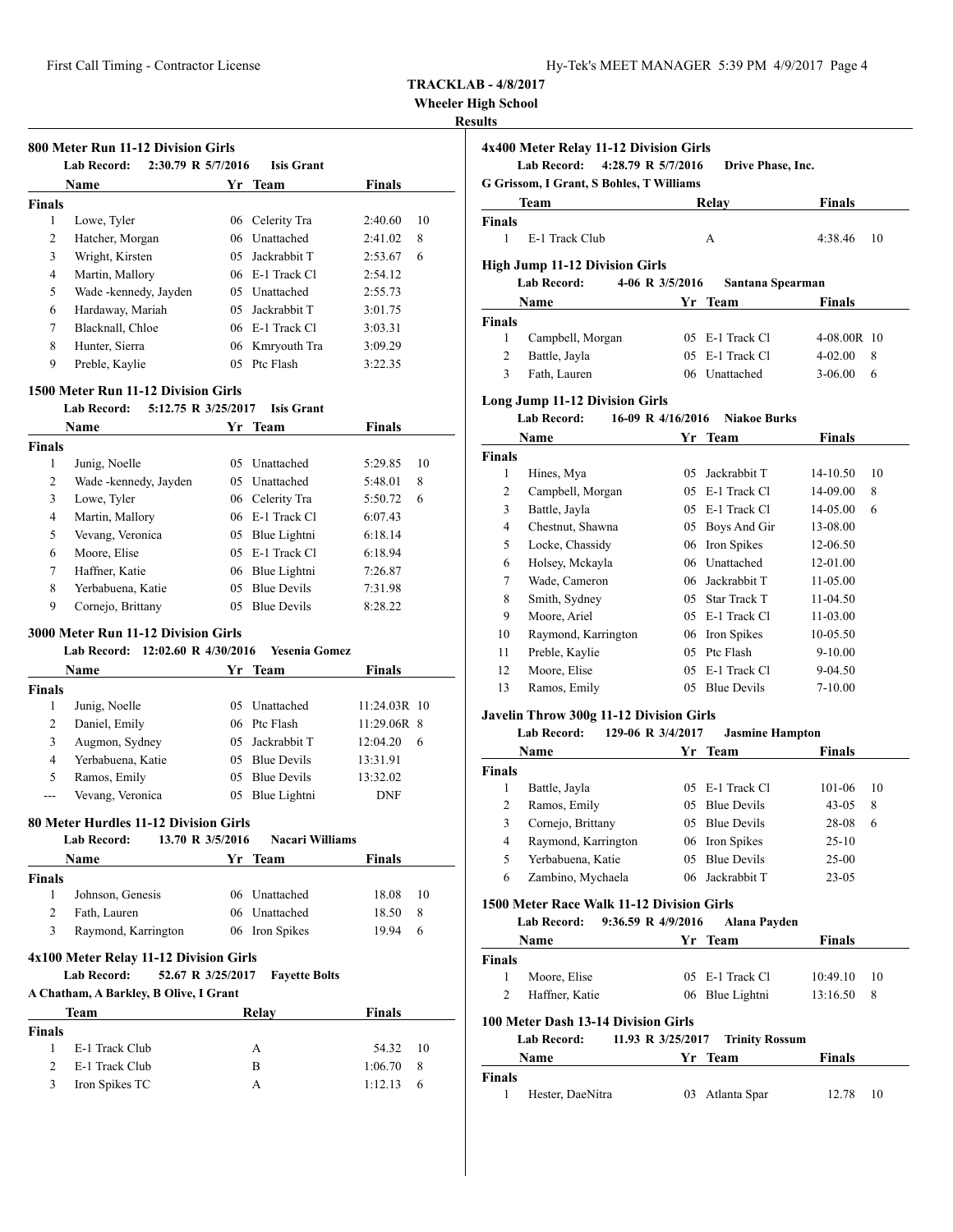**TRACKLAB - 4/8/2017**
**Wheeler High School**
**Results**

### 800 Meter Run 11-12 Division Girls

Lab Record: 2:30.79 R 5/7/2016 Isis Grant

| | Name | Yr | Team | Finals | |
|---|---|---|---|---|---|
| **Finals** | | | | | |
| 1 | Lowe, Tyler | 06 | Celerity Tra | 2:40.60 | 10 |
| 2 | Hatcher, Morgan | 06 | Unattached | 2:41.02 | 8 |
| 3 | Wright, Kirsten | 05 | Jackrabbit T | 2:53.67 | 6 |
| 4 | Martin, Mallory | 06 | E-1 Track Cl | 2:54.12 | |
| 5 | Wade -kennedy, Jayden | 05 | Unattached | 2:55.73 | |
| 6 | Hardaway, Mariah | 05 | Jackrabbit T | 3:01.75 | |
| 7 | Blacknall, Chloe | 06 | E-1 Track Cl | 3:03.31 | |
| 8 | Hunter, Sierra | 06 | Kmryouth Tra | 3:09.29 | |
| 9 | Preble, Kaylie | 05 | Ptc Flash | 3:22.35 | |

### 1500 Meter Run 11-12 Division Girls

Lab Record: 5:12.75 R 3/25/2017 Isis Grant

| | Name | Yr | Team | Finals | |
|---|---|---|---|---|---|
| **Finals** | | | | | |
| 1 | Junig, Noelle | 05 | Unattached | 5:29.85 | 10 |
| 2 | Wade -kennedy, Jayden | 05 | Unattached | 5:48.01 | 8 |
| 3 | Lowe, Tyler | 06 | Celerity Tra | 5:50.72 | 6 |
| 4 | Martin, Mallory | 06 | E-1 Track Cl | 6:07.43 | |
| 5 | Vevang, Veronica | 05 | Blue Lightni | 6:18.14 | |
| 6 | Moore, Elise | 05 | E-1 Track Cl | 6:18.94 | |
| 7 | Haffner, Katie | 06 | Blue Lightni | 7:26.87 | |
| 8 | Yerbabuena, Katie | 05 | Blue Devils | 7:31.98 | |
| 9 | Cornejo, Brittany | 05 | Blue Devils | 8:28.22 | |

### 3000 Meter Run 11-12 Division Girls

Lab Record: 12:02.60 R 4/30/2016 Yesenia Gomez

| | Name | Yr | Team | Finals | |
|---|---|---|---|---|---|
| **Finals** | | | | | |
| 1 | Junig, Noelle | 05 | Unattached | 11:24.03R | 10 |
| 2 | Daniel, Emily | 06 | Ptc Flash | 11:29.06R | 8 |
| 3 | Augmon, Sydney | 05 | Jackrabbit T | 12:04.20 | 6 |
| 4 | Yerbabuena, Katie | 05 | Blue Devils | 13:31.91 | |
| 5 | Ramos, Emily | 05 | Blue Devils | 13:32.02 | |
| --- | Vevang, Veronica | 05 | Blue Lightni | DNF | |

### 80 Meter Hurdles 11-12 Division Girls

Lab Record: 13.70 R 3/5/2016 Nacari Williams

| | Name | Yr | Team | Finals | |
|---|---|---|---|---|---|
| **Finals** | | | | | |
| 1 | Johnson, Genesis | 06 | Unattached | 18.08 | 10 |
| 2 | Fath, Lauren | 06 | Unattached | 18.50 | 8 |
| 3 | Raymond, Karrington | 06 | Iron Spikes | 19.94 | 6 |

### 4x100 Meter Relay 11-12 Division Girls

Lab Record: 52.67 R 3/25/2017 Fayette Bolts
A Chatham, A Barkley, B Olive, I Grant

| | Team | Relay | Finals | |
|---|---|---|---|---|
| **Finals** | | | | |
| 1 | E-1 Track Club | A | 54.32 | 10 |
| 2 | E-1 Track Club | B | 1:06.70 | 8 |
| 3 | Iron Spikes TC | A | 1:12.13 | 6 |

### 4x400 Meter Relay 11-12 Division Girls

Lab Record: 4:28.79 R 5/7/2016 Drive Phase, Inc.
G Grissom, I Grant, S Bohles, T Williams

| | Team | Relay | Finals | |
|---|---|---|---|---|
| **Finals** | | | | |
| 1 | E-1 Track Club | A | 4:38.46 | 10 |

### High Jump 11-12 Division Girls

Lab Record: 4-06 R 3/5/2016 Santana Spearman

| | Name | Yr | Team | Finals | |
|---|---|---|---|---|---|
| **Finals** | | | | | |
| 1 | Campbell, Morgan | 05 | E-1 Track Cl | 4-08.00R | 10 |
| 2 | Battle, Jayla | 05 | E-1 Track Cl | 4-02.00 | 8 |
| 3 | Fath, Lauren | 06 | Unattached | 3-06.00 | 6 |

### Long Jump 11-12 Division Girls

Lab Record: 16-09 R 4/16/2016 Niakoe Burks

| | Name | Yr | Team | Finals | |
|---|---|---|---|---|---|
| **Finals** | | | | | |
| 1 | Hines, Mya | 05 | Jackrabbit T | 14-10.50 | 10 |
| 2 | Campbell, Morgan | 05 | E-1 Track Cl | 14-09.00 | 8 |
| 3 | Battle, Jayla | 05 | E-1 Track Cl | 14-05.00 | 6 |
| 4 | Chestnut, Shawna | 05 | Boys And Gir | 13-08.00 | |
| 5 | Locke, Chassidy | 06 | Iron Spikes | 12-06.50 | |
| 6 | Holsey, Mckayla | 06 | Unattached | 12-01.00 | |
| 7 | Wade, Cameron | 06 | Jackrabbit T | 11-05.00 | |
| 8 | Smith, Sydney | 05 | Star Track T | 11-04.50 | |
| 9 | Moore, Ariel | 05 | E-1 Track Cl | 11-03.00 | |
| 10 | Raymond, Karrington | 06 | Iron Spikes | 10-05.50 | |
| 11 | Preble, Kaylie | 05 | Ptc Flash | 9-10.00 | |
| 12 | Moore, Elise | 05 | E-1 Track Cl | 9-04.50 | |
| 13 | Ramos, Emily | 05 | Blue Devils | 7-10.00 | |

### Javelin Throw 300g 11-12 Division Girls

Lab Record: 129-06 R 3/4/2017 Jasmine Hampton

| | Name | Yr | Team | Finals | |
|---|---|---|---|---|---|
| **Finals** | | | | | |
| 1 | Battle, Jayla | 05 | E-1 Track Cl | 101-06 | 10 |
| 2 | Ramos, Emily | 05 | Blue Devils | 43-05 | 8 |
| 3 | Cornejo, Brittany | 05 | Blue Devils | 28-08 | 6 |
| 4 | Raymond, Karrington | 06 | Iron Spikes | 25-10 | |
| 5 | Yerbabuena, Katie | 05 | Blue Devils | 25-00 | |
| 6 | Zambino, Mychaela | 06 | Jackrabbit T | 23-05 | |

### 1500 Meter Race Walk 11-12 Division Girls

Lab Record: 9:36.59 R 4/9/2016 Alana Payden

| | Name | Yr | Team | Finals | |
|---|---|---|---|---|---|
| **Finals** | | | | | |
| 1 | Moore, Elise | 05 | E-1 Track Cl | 10:49.10 | 10 |
| 2 | Haffner, Katie | 06 | Blue Lightni | 13:16.50 | 8 |

### 100 Meter Dash 13-14 Division Girls

Lab Record: 11.93 R 3/25/2017 Trinity Rossum

| | Name | Yr | Team | Finals | |
|---|---|---|---|---|---|
| **Finals** | | | | | |
| 1 | Hester, DaeNitra | 03 | Atlanta Spar | 12.78 | 10 |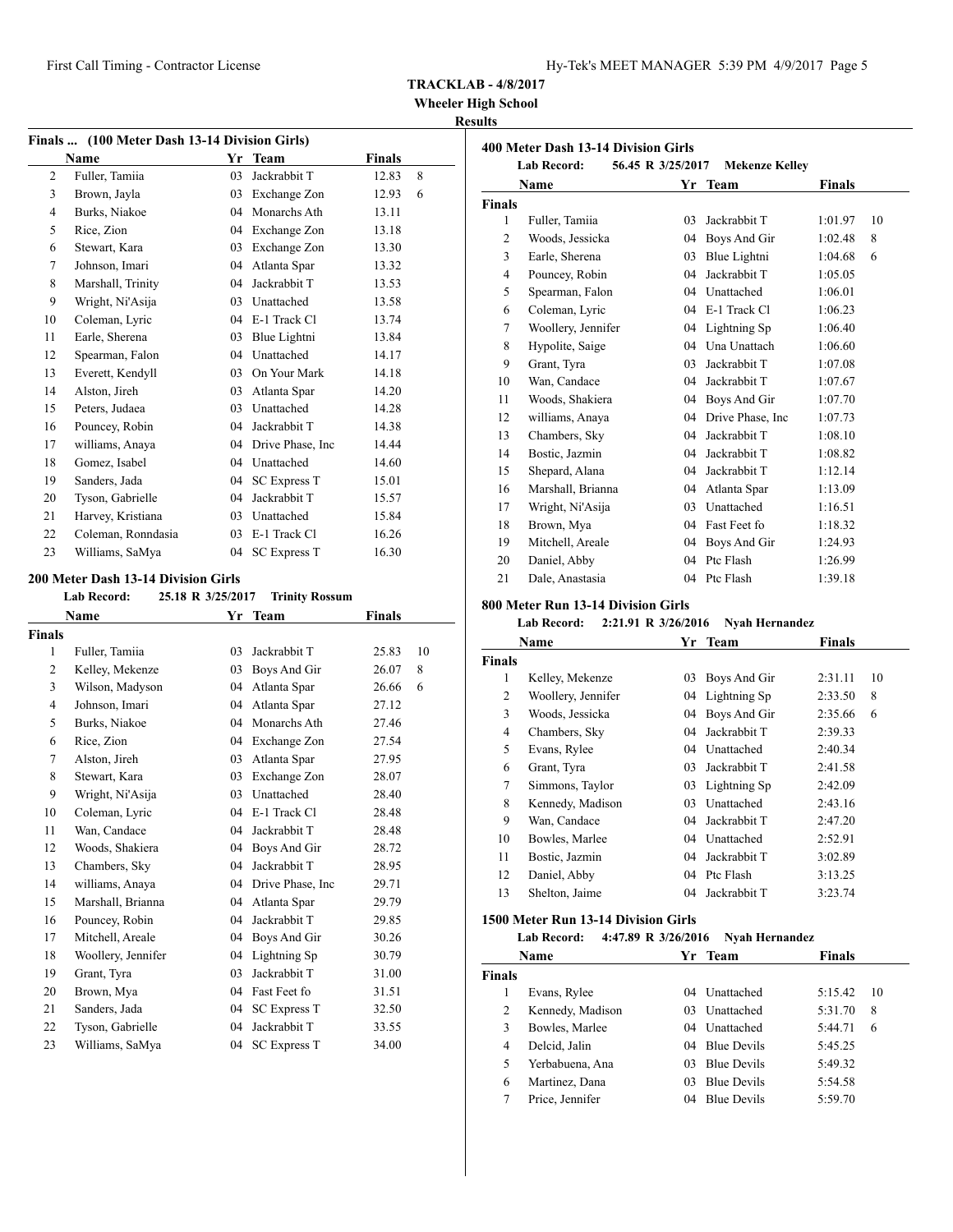**TRACKLAB - 4/8/2017**
**Wheeler High School**
**Results**

## Finals ... (100 Meter Dash 13-14 Division Girls)

| | Name | Yr | Team | Finals | |
|---|---|---|---|---|---|
| 2 | Fuller, Tamiia | 03 | Jackrabbit T | 12.83 | 8 |
| 3 | Brown, Jayla | 03 | Exchange Zon | 12.93 | 6 |
| 4 | Burks, Niakoe | 04 | Monarchs Ath | 13.11 | |
| 5 | Rice, Zion | 04 | Exchange Zon | 13.18 | |
| 6 | Stewart, Kara | 03 | Exchange Zon | 13.30 | |
| 7 | Johnson, Imari | 04 | Atlanta Spar | 13.32 | |
| 8 | Marshall, Trinity | 04 | Jackrabbit T | 13.53 | |
| 9 | Wright, Ni'Asija | 03 | Unattached | 13.58 | |
| 10 | Coleman, Lyric | 04 | E-1 Track Cl | 13.74 | |
| 11 | Earle, Sherena | 03 | Blue Lightni | 13.84 | |
| 12 | Spearman, Falon | 04 | Unattached | 14.17 | |
| 13 | Everett, Kendyll | 03 | On Your Mark | 14.18 | |
| 14 | Alston, Jireh | 03 | Atlanta Spar | 14.20 | |
| 15 | Peters, Judaea | 03 | Unattached | 14.28 | |
| 16 | Pouncey, Robin | 04 | Jackrabbit T | 14.38 | |
| 17 | williams, Anaya | 04 | Drive Phase, Inc | 14.44 | |
| 18 | Gomez, Isabel | 04 | Unattached | 14.60 | |
| 19 | Sanders, Jada | 04 | SC Express T | 15.01 | |
| 20 | Tyson, Gabrielle | 04 | Jackrabbit T | 15.57 | |
| 21 | Harvey, Kristiana | 03 | Unattached | 15.84 | |
| 22 | Coleman, Ronndasia | 03 | E-1 Track Cl | 16.26 | |
| 23 | Williams, SaMya | 04 | SC Express T | 16.30 | |

## 200 Meter Dash 13-14 Division Girls

**Lab Record:** 25.18 R 3/25/2017 **Trinity Rossum**

| | Name | Yr | Team | Finals | |
|---|---|---|---|---|---|
| **Finals** | | | | | |
| 1 | Fuller, Tamiia | 03 | Jackrabbit T | 25.83 | 10 |
| 2 | Kelley, Mekenze | 03 | Boys And Gir | 26.07 | 8 |
| 3 | Wilson, Madyson | 04 | Atlanta Spar | 26.66 | 6 |
| 4 | Johnson, Imari | 04 | Atlanta Spar | 27.12 | |
| 5 | Burks, Niakoe | 04 | Monarchs Ath | 27.46 | |
| 6 | Rice, Zion | 04 | Exchange Zon | 27.54 | |
| 7 | Alston, Jireh | 03 | Atlanta Spar | 27.95 | |
| 8 | Stewart, Kara | 03 | Exchange Zon | 28.07 | |
| 9 | Wright, Ni'Asija | 03 | Unattached | 28.40 | |
| 10 | Coleman, Lyric | 04 | E-1 Track Cl | 28.48 | |
| 11 | Wan, Candace | 04 | Jackrabbit T | 28.48 | |
| 12 | Woods, Shakiera | 04 | Boys And Gir | 28.72 | |
| 13 | Chambers, Sky | 04 | Jackrabbit T | 28.95 | |
| 14 | williams, Anaya | 04 | Drive Phase, Inc | 29.71 | |
| 15 | Marshall, Brianna | 04 | Atlanta Spar | 29.79 | |
| 16 | Pouncey, Robin | 04 | Jackrabbit T | 29.85 | |
| 17 | Mitchell, Areale | 04 | Boys And Gir | 30.26 | |
| 18 | Woollery, Jennifer | 04 | Lightning Sp | 30.79 | |
| 19 | Grant, Tyra | 03 | Jackrabbit T | 31.00 | |
| 20 | Brown, Mya | 04 | Fast Feet fo | 31.51 | |
| 21 | Sanders, Jada | 04 | SC Express T | 32.50 | |
| 22 | Tyson, Gabrielle | 04 | Jackrabbit T | 33.55 | |
| 23 | Williams, SaMya | 04 | SC Express T | 34.00 | |

## 400 Meter Dash 13-14 Division Girls

**Lab Record:** 56.45 R 3/25/2017 **Mekenze Kelley**

| | Name | Yr | Team | Finals | |
|---|---|---|---|---|---|
| **Finals** | | | | | |
| 1 | Fuller, Tamiia | 03 | Jackrabbit T | 1:01.97 | 10 |
| 2 | Woods, Jessicka | 04 | Boys And Gir | 1:02.48 | 8 |
| 3 | Earle, Sherena | 03 | Blue Lightni | 1:04.68 | 6 |
| 4 | Pouncey, Robin | 04 | Jackrabbit T | 1:05.05 | |
| 5 | Spearman, Falon | 04 | Unattached | 1:06.01 | |
| 6 | Coleman, Lyric | 04 | E-1 Track Cl | 1:06.23 | |
| 7 | Woollery, Jennifer | 04 | Lightning Sp | 1:06.40 | |
| 8 | Hypolite, Saige | 04 | Una Unattach | 1:06.60 | |
| 9 | Grant, Tyra | 03 | Jackrabbit T | 1:07.08 | |
| 10 | Wan, Candace | 04 | Jackrabbit T | 1:07.67 | |
| 11 | Woods, Shakiera | 04 | Boys And Gir | 1:07.70 | |
| 12 | williams, Anaya | 04 | Drive Phase, Inc | 1:07.73 | |
| 13 | Chambers, Sky | 04 | Jackrabbit T | 1:08.10 | |
| 14 | Bostic, Jazmin | 04 | Jackrabbit T | 1:08.82 | |
| 15 | Shepard, Alana | 04 | Jackrabbit T | 1:12.14 | |
| 16 | Marshall, Brianna | 04 | Atlanta Spar | 1:13.09 | |
| 17 | Wright, Ni'Asija | 03 | Unattached | 1:16.51 | |
| 18 | Brown, Mya | 04 | Fast Feet fo | 1:18.32 | |
| 19 | Mitchell, Areale | 04 | Boys And Gir | 1:24.93 | |
| 20 | Daniel, Abby | 04 | Ptc Flash | 1:26.99 | |
| 21 | Dale, Anastasia | 04 | Ptc Flash | 1:39.18 | |

## 800 Meter Run 13-14 Division Girls

**Lab Record:** 2:21.91 R 3/26/2016 **Nyah Hernandez**

| | Name | Yr | Team | Finals | |
|---|---|---|---|---|---|
| **Finals** | | | | | |
| 1 | Kelley, Mekenze | 03 | Boys And Gir | 2:31.11 | 10 |
| 2 | Woollery, Jennifer | 04 | Lightning Sp | 2:33.50 | 8 |
| 3 | Woods, Jessicka | 04 | Boys And Gir | 2:35.66 | 6 |
| 4 | Chambers, Sky | 04 | Jackrabbit T | 2:39.33 | |
| 5 | Evans, Rylee | 04 | Unattached | 2:40.34 | |
| 6 | Grant, Tyra | 03 | Jackrabbit T | 2:41.58 | |
| 7 | Simmons, Taylor | 03 | Lightning Sp | 2:42.09 | |
| 8 | Kennedy, Madison | 03 | Unattached | 2:43.16 | |
| 9 | Wan, Candace | 04 | Jackrabbit T | 2:47.20 | |
| 10 | Bowles, Marlee | 04 | Unattached | 2:52.91 | |
| 11 | Bostic, Jazmin | 04 | Jackrabbit T | 3:02.89 | |
| 12 | Daniel, Abby | 04 | Ptc Flash | 3:13.25 | |
| 13 | Shelton, Jaime | 04 | Jackrabbit T | 3:23.74 | |

## 1500 Meter Run 13-14 Division Girls

**Lab Record:** 4:47.89 R 3/26/2016 **Nyah Hernandez**

| | Name | Yr | Team | Finals | |
|---|---|---|---|---|---|
| **Finals** | | | | | |
| 1 | Evans, Rylee | 04 | Unattached | 5:15.42 | 10 |
| 2 | Kennedy, Madison | 03 | Unattached | 5:31.70 | 8 |
| 3 | Bowles, Marlee | 04 | Unattached | 5:44.71 | 6 |
| 4 | Delcid, Jalin | 04 | Blue Devils | 5:45.25 | |
| 5 | Yerbabuena, Ana | 03 | Blue Devils | 5:49.32 | |
| 6 | Martinez, Dana | 03 | Blue Devils | 5:54.58 | |
| 7 | Price, Jennifer | 04 | Blue Devils | 5:59.70 | |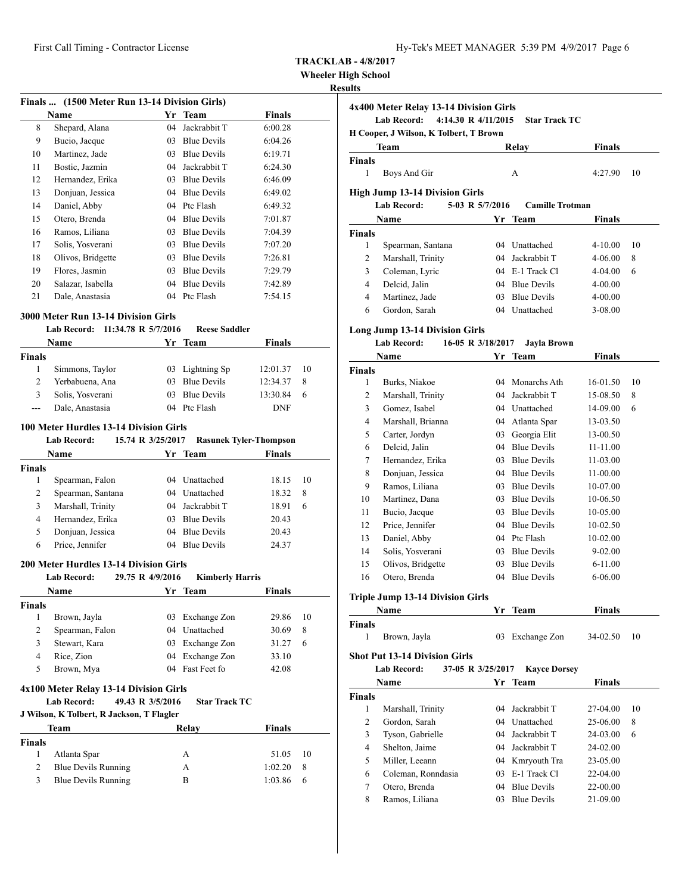**TRACKLAB - 4/8/2017**

**Wheeler High School**

**Results**

### Finals ... (1500 Meter Run 13-14 Division Girls)

| | Name | Yr | Team | Finals |
|---|---|---|---|---|
| 8 | Shepard, Alana | 04 | Jackrabbit T | 6:00.28 |
| 9 | Bucio, Jacque | 03 | Blue Devils | 6:04.26 |
| 10 | Martinez, Jade | 03 | Blue Devils | 6:19.71 |
| 11 | Bostic, Jazmin | 04 | Jackrabbit T | 6:24.30 |
| 12 | Hernandez, Erika | 03 | Blue Devils | 6:46.09 |
| 13 | Donjuan, Jessica | 04 | Blue Devils | 6:49.02 |
| 14 | Daniel, Abby | 04 | Ptc Flash | 6:49.32 |
| 15 | Otero, Brenda | 04 | Blue Devils | 7:01.87 |
| 16 | Ramos, Liliana | 03 | Blue Devils | 7:04.39 |
| 17 | Solis, Yosverani | 03 | Blue Devils | 7:07.20 |
| 18 | Olivos, Bridgette | 03 | Blue Devils | 7:26.81 |
| 19 | Flores, Jasmin | 03 | Blue Devils | 7:29.79 |
| 20 | Salazar, Isabella | 04 | Blue Devils | 7:42.89 |
| 21 | Dale, Anastasia | 04 | Ptc Flash | 7:54.15 |

### 3000 Meter Run 13-14 Division Girls

Lab Record: 11:34.78 R 5/7/2016 Reese Saddler

| | Name | Yr | Team | Finals | |
|---|---|---|---|---|---|
| **Finals** | | | | | |
| 1 | Simmons, Taylor | 03 | Lightning Sp | 12:01.37 | 10 |
| 2 | Yerbabuena, Ana | 03 | Blue Devils | 12:34.37 | 8 |
| 3 | Solis, Yosverani | 03 | Blue Devils | 13:30.84 | 6 |
| --- | Dale, Anastasia | 04 | Ptc Flash | DNF | |

### 100 Meter Hurdles 13-14 Division Girls

Lab Record: 15.74 R 3/25/2017 Rasunek Tyler-Thompson

| | Name | Yr | Team | Finals | |
|---|---|---|---|---|---|
| **Finals** | | | | | |
| 1 | Spearman, Falon | 04 | Unattached | 18.15 | 10 |
| 2 | Spearman, Santana | 04 | Unattached | 18.32 | 8 |
| 3 | Marshall, Trinity | 04 | Jackrabbit T | 18.91 | 6 |
| 4 | Hernandez, Erika | 03 | Blue Devils | 20.43 | |
| 5 | Donjuan, Jessica | 04 | Blue Devils | 20.43 | |
| 6 | Price, Jennifer | 04 | Blue Devils | 24.37 | |

### 200 Meter Hurdles 13-14 Division Girls

Lab Record: 29.75 R 4/9/2016 Kimberly Harris

| | Name | Yr | Team | Finals | |
|---|---|---|---|---|---|
| **Finals** | | | | | |
| 1 | Brown, Jayla | 03 | Exchange Zon | 29.86 | 10 |
| 2 | Spearman, Falon | 04 | Unattached | 30.69 | 8 |
| 3 | Stewart, Kara | 03 | Exchange Zon | 31.27 | 6 |
| 4 | Rice, Zion | 04 | Exchange Zon | 33.10 | |
| 5 | Brown, Mya | 04 | Fast Feet fo | 42.08 | |

### 4x100 Meter Relay 13-14 Division Girls

Lab Record: 49.43 R 3/5/2016 Star Track TC

J Wilson, K Tolbert, R Jackson, T Flagler

| | Team | Relay | Finals | |
|---|---|---|---|---|
| **Finals** | | | | |
| 1 | Atlanta Spar | A | 51.05 | 10 |
| 2 | Blue Devils Running | A | 1:02.20 | 8 |
| 3 | Blue Devils Running | B | 1:03.86 | 6 |

### 4x400 Meter Relay 13-14 Division Girls

Lab Record: 4:14.30 R 4/11/2015 Star Track TC

H Cooper, J Wilson, K Tolbert, T Brown

| | Team | Relay | Finals | |
|---|---|---|---|---|
| **Finals** | | | | |
| 1 | Boys And Gir | A | 4:27.90 | 10 |

### High Jump 13-14 Division Girls

Lab Record: 5-03 R 5/7/2016 Camille Trotman

| | Name | Yr | Team | Finals | |
|---|---|---|---|---|---|
| **Finals** | | | | | |
| 1 | Spearman, Santana | 04 | Unattached | 4-10.00 | 10 |
| 2 | Marshall, Trinity | 04 | Jackrabbit T | 4-06.00 | 8 |
| 3 | Coleman, Lyric | 04 | E-1 Track Cl | 4-04.00 | 6 |
| 4 | Delcid, Jalin | 04 | Blue Devils | 4-00.00 | |
| 4 | Martinez, Jade | 03 | Blue Devils | 4-00.00 | |
| 6 | Gordon, Sarah | 04 | Unattached | 3-08.00 | |

### Long Jump 13-14 Division Girls

Lab Record: 16-05 R 3/18/2017 Jayla Brown

| | Name | Yr | Team | Finals | |
|---|---|---|---|---|---|
| **Finals** | | | | | |
| 1 | Burks, Niakoe | 04 | Monarchs Ath | 16-01.50 | 10 |
| 2 | Marshall, Trinity | 04 | Jackrabbit T | 15-08.50 | 8 |
| 3 | Gomez, Isabel | 04 | Unattached | 14-09.00 | 6 |
| 4 | Marshall, Brianna | 04 | Atlanta Spar | 13-03.50 | |
| 5 | Carter, Jordyn | 03 | Georgia Elit | 13-00.50 | |
| 6 | Delcid, Jalin | 04 | Blue Devils | 11-11.00 | |
| 7 | Hernandez, Erika | 03 | Blue Devils | 11-03.00 | |
| 8 | Donjuan, Jessica | 04 | Blue Devils | 11-00.00 | |
| 9 | Ramos, Liliana | 03 | Blue Devils | 10-07.00 | |
| 10 | Martinez, Dana | 03 | Blue Devils | 10-06.50 | |
| 11 | Bucio, Jacque | 03 | Blue Devils | 10-05.00 | |
| 12 | Price, Jennifer | 04 | Blue Devils | 10-02.50 | |
| 13 | Daniel, Abby | 04 | Ptc Flash | 10-02.00 | |
| 14 | Solis, Yosverani | 03 | Blue Devils | 9-02.00 | |
| 15 | Olivos, Bridgette | 03 | Blue Devils | 6-11.00 | |
| 16 | Otero, Brenda | 04 | Blue Devils | 6-06.00 | |

### Triple Jump 13-14 Division Girls

| | Name | Yr | Team | Finals | |
|---|---|---|---|---|---|
| **Finals** | | | | | |
| 1 | Brown, Jayla | 03 | Exchange Zon | 34-02.50 | 10 |

### Shot Put 13-14 Division Girls

Lab Record: 37-05 R 3/25/2017 Kayce Dorsey

| | Name | Yr | Team | Finals | |
|---|---|---|---|---|---|
| **Finals** | | | | | |
| 1 | Marshall, Trinity | 04 | Jackrabbit T | 27-04.00 | 10 |
| 2 | Gordon, Sarah | 04 | Unattached | 25-06.00 | 8 |
| 3 | Tyson, Gabrielle | 04 | Jackrabbit T | 24-03.00 | 6 |
| 4 | Shelton, Jaime | 04 | Jackrabbit T | 24-02.00 | |
| 5 | Miller, Leeann | 04 | Kmryouth Tra | 23-05.00 | |
| 6 | Coleman, Ronndasia | 03 | E-1 Track Cl | 22-04.00 | |
| 7 | Otero, Brenda | 04 | Blue Devils | 22-00.00 | |
| 8 | Ramos, Liliana | 03 | Blue Devils | 21-09.00 | |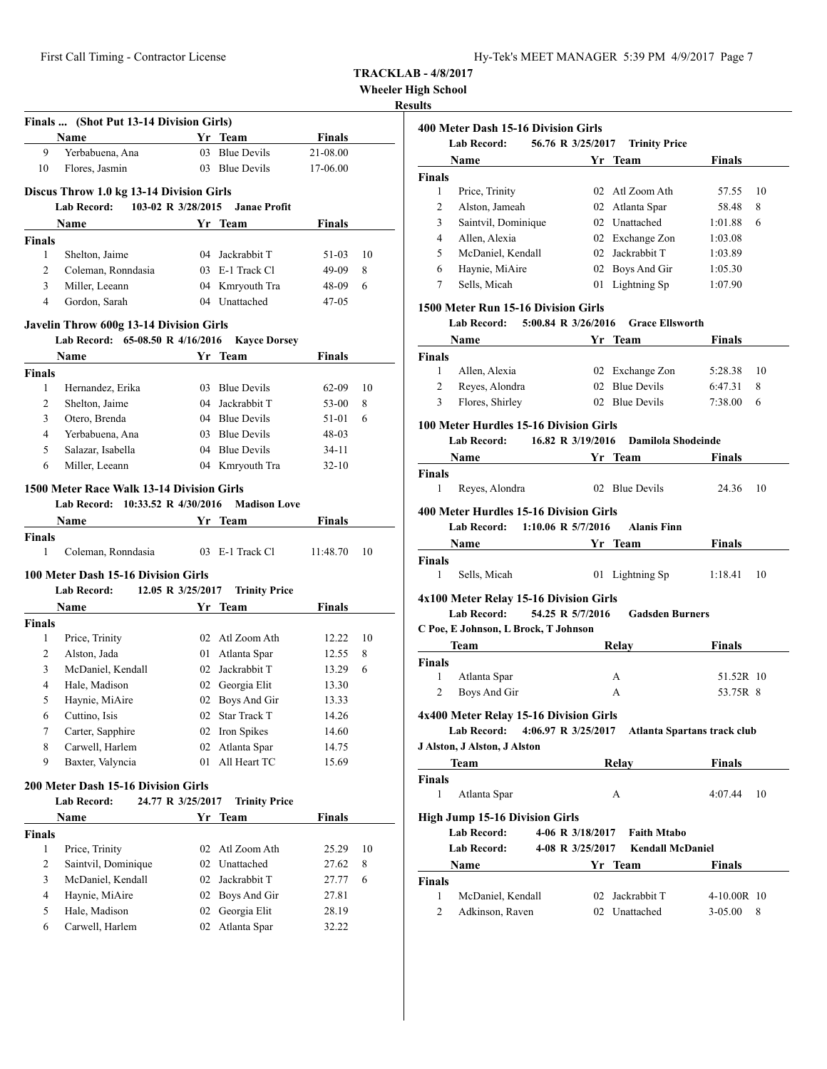**TRACKLAB - 4/8/2017**

**Wheeler High School**

**Results**

### Finals ... (Shot Put 13-14 Division Girls)

| | Name | Yr | Team | Finals |
|---|---|---|---|---|
| 9 | Yerbabuena, Ana | 03 | Blue Devils | 21-08.00 |
| 10 | Flores, Jasmin | 03 | Blue Devils | 17-06.00 |

### Discus Throw 1.0 kg 13-14 Division Girls

**Lab Record: 103-02 R 3/28/2015 Janae Profit**

| | Name | Yr | Team | Finals | |
|---|---|---|---|---|---|
| **Finals** | | | | | |
| 1 | Shelton, Jaime | 04 | Jackrabbit T | 51-03 | 10 |
| 2 | Coleman, Ronndasia | 03 | E-1 Track Cl | 49-09 | 8 |
| 3 | Miller, Leeann | 04 | Kmryouth Tra | 48-09 | 6 |
| 4 | Gordon, Sarah | 04 | Unattached | 47-05 | |

### Javelin Throw 600g 13-14 Division Girls

**Lab Record: 65-08.50 R 4/16/2016 Kayce Dorsey**

| | Name | Yr | Team | Finals | |
|---|---|---|---|---|---|
| **Finals** | | | | | |
| 1 | Hernandez, Erika | 03 | Blue Devils | 62-09 | 10 |
| 2 | Shelton, Jaime | 04 | Jackrabbit T | 53-00 | 8 |
| 3 | Otero, Brenda | 04 | Blue Devils | 51-01 | 6 |
| 4 | Yerbabuena, Ana | 03 | Blue Devils | 48-03 | |
| 5 | Salazar, Isabella | 04 | Blue Devils | 34-11 | |
| 6 | Miller, Leeann | 04 | Kmryouth Tra | 32-10 | |

### 1500 Meter Race Walk 13-14 Division Girls

**Lab Record: 10:33.52 R 4/30/2016 Madison Love**

| | Name | Yr | Team | Finals | |
|---|---|---|---|---|---|
| **Finals** | | | | | |
| 1 | Coleman, Ronndasia | 03 | E-1 Track Cl | 11:48.70 | 10 |

### 100 Meter Dash 15-16 Division Girls

**Lab Record: 12.05 R 3/25/2017 Trinity Price**

| | Name | Yr | Team | Finals | |
|---|---|---|---|---|---|
| **Finals** | | | | | |
| 1 | Price, Trinity | 02 | Atl Zoom Ath | 12.22 | 10 |
| 2 | Alston, Jada | 01 | Atlanta Spar | 12.55 | 8 |
| 3 | McDaniel, Kendall | 02 | Jackrabbit T | 13.29 | 6 |
| 4 | Hale, Madison | 02 | Georgia Elit | 13.30 | |
| 5 | Haynie, MiAire | 02 | Boys And Gir | 13.33 | |
| 6 | Cuttino, Isis | 02 | Star Track T | 14.26 | |
| 7 | Carter, Sapphire | 02 | Iron Spikes | 14.60 | |
| 8 | Carwell, Harlem | 02 | Atlanta Spar | 14.75 | |
| 9 | Baxter, Valyncia | 01 | All Heart TC | 15.69 | |

### 200 Meter Dash 15-16 Division Girls

**Lab Record: 24.77 R 3/25/2017 Trinity Price**

| | Name | Yr | Team | Finals | |
|---|---|---|---|---|---|
| **Finals** | | | | | |
| 1 | Price, Trinity | 02 | Atl Zoom Ath | 25.29 | 10 |
| 2 | Saintvil, Dominique | 02 | Unattached | 27.62 | 8 |
| 3 | McDaniel, Kendall | 02 | Jackrabbit T | 27.77 | 6 |
| 4 | Haynie, MiAire | 02 | Boys And Gir | 27.81 | |
| 5 | Hale, Madison | 02 | Georgia Elit | 28.19 | |
| 6 | Carwell, Harlem | 02 | Atlanta Spar | 32.22 | |

### 400 Meter Dash 15-16 Division Girls

**Lab Record: 56.76 R 3/25/2017 Trinity Price**

| | Name | Yr | Team | Finals | |
|---|---|---|---|---|---|
| **Finals** | | | | | |
| 1 | Price, Trinity | 02 | Atl Zoom Ath | 57.55 | 10 |
| 2 | Alston, Jameah | 02 | Atlanta Spar | 58.48 | 8 |
| 3 | Saintvil, Dominique | 02 | Unattached | 1:01.88 | 6 |
| 4 | Allen, Alexia | 02 | Exchange Zon | 1:03.08 | |
| 5 | McDaniel, Kendall | 02 | Jackrabbit T | 1:03.89 | |
| 6 | Haynie, MiAire | 02 | Boys And Gir | 1:05.30 | |
| 7 | Sells, Micah | 01 | Lightning Sp | 1:07.90 | |

### 1500 Meter Run 15-16 Division Girls

**Lab Record: 5:00.84 R 3/26/2016 Grace Ellsworth**

| | Name | Yr | Team | Finals | |
|---|---|---|---|---|---|
| **Finals** | | | | | |
| 1 | Allen, Alexia | 02 | Exchange Zon | 5:28.38 | 10 |
| 2 | Reyes, Alondra | 02 | Blue Devils | 6:47.31 | 8 |
| 3 | Flores, Shirley | 02 | Blue Devils | 7:38.00 | 6 |

### 100 Meter Hurdles 15-16 Division Girls

**Lab Record: 16.82 R 3/19/2016 Damilola Shodeinde**

| | Name | Yr | Team | Finals | |
|---|---|---|---|---|---|
| **Finals** | | | | | |
| 1 | Reyes, Alondra | 02 | Blue Devils | 24.36 | 10 |

### 400 Meter Hurdles 15-16 Division Girls

**Lab Record: 1:10.06 R 5/7/2016 Alanis Finn**

| | Name | Yr | Team | Finals | |
|---|---|---|---|---|---|
| **Finals** | | | | | |
| 1 | Sells, Micah | 01 | Lightning Sp | 1:18.41 | 10 |

### 4x100 Meter Relay 15-16 Division Girls

**Lab Record: 54.25 R 5/7/2016 Gadsden Burners**

**C Poe, E Johnson, L Brock, T Johnson**

| | Team | Relay | Finals | |
|---|---|---|---|---|
| **Finals** | | | | |
| 1 | Atlanta Spar | A | 51.52R | 10 |
| 2 | Boys And Gir | A | 53.75R | 8 |

### 4x400 Meter Relay 15-16 Division Girls

**Lab Record: 4:06.97 R 3/25/2017 Atlanta Spartans track club**

**J Alston, J Alston, J Alston**

| | Team | Relay | Finals | |
|---|---|---|---|---|
| **Finals** | | | | |
| 1 | Atlanta Spar | A | 4:07.44 | 10 |

### High Jump 15-16 Division Girls

**Lab Record: 4-06 R 3/18/2017 Faith Mtabo**

**Lab Record: 4-08 R 3/25/2017 Kendall McDaniel**

| | Name | Yr | Team | Finals | |
|---|---|---|---|---|---|
| **Finals** | | | | | |
| 1 | McDaniel, Kendall | 02 | Jackrabbit T | 4-10.00R | 10 |
| 2 | Adkinson, Raven | 02 | Unattached | 3-05.00 | 8 |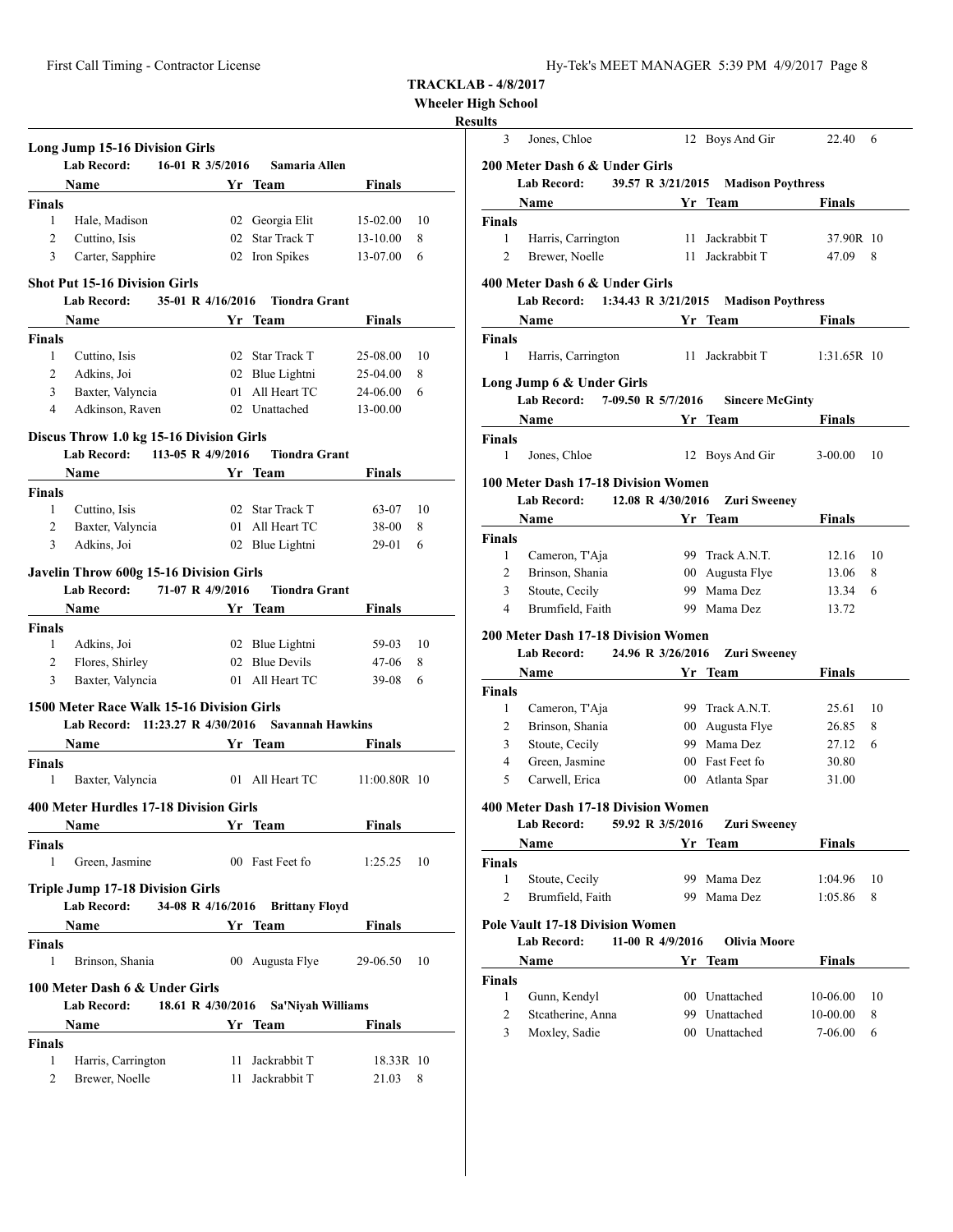**TRACKLAB - 4/8/2017**

**Wheeler High School**

**Results**

### Long Jump 15-16 Division Girls

**Lab Record:** 16-01 R 3/5/2016 **Samaria Allen**

| | Name | Yr | Team | Finals | |
|---|---|---|---|---|---|
| **Finals** | | | | | |
| 1 | Hale, Madison | 02 | Georgia Elit | 15-02.00 | 10 |
| 2 | Cuttino, Isis | 02 | Star Track T | 13-10.00 | 8 |
| 3 | Carter, Sapphire | 02 | Iron Spikes | 13-07.00 | 6 |

### Shot Put 15-16 Division Girls

**Lab Record:** 35-01 R 4/16/2016 **Tiondra Grant**

| | Name | Yr | Team | Finals | |
|---|---|---|---|---|---|
| **Finals** | | | | | |
| 1 | Cuttino, Isis | 02 | Star Track T | 25-08.00 | 10 |
| 2 | Adkins, Joi | 02 | Blue Lightni | 25-04.00 | 8 |
| 3 | Baxter, Valyncia | 01 | All Heart TC | 24-06.00 | 6 |
| 4 | Adkinson, Raven | 02 | Unattached | 13-00.00 | |

### Discus Throw 1.0 kg 15-16 Division Girls

**Lab Record:** 113-05 R 4/9/2016 **Tiondra Grant**

| | Name | Yr | Team | Finals | |
|---|---|---|---|---|---|
| **Finals** | | | | | |
| 1 | Cuttino, Isis | 02 | Star Track T | 63-07 | 10 |
| 2 | Baxter, Valyncia | 01 | All Heart TC | 38-00 | 8 |
| 3 | Adkins, Joi | 02 | Blue Lightni | 29-01 | 6 |

### Javelin Throw 600g 15-16 Division Girls

**Lab Record:** 71-07 R 4/9/2016 **Tiondra Grant**

| | Name | Yr | Team | Finals | |
|---|---|---|---|---|---|
| **Finals** | | | | | |
| 1 | Adkins, Joi | 02 | Blue Lightni | 59-03 | 10 |
| 2 | Flores, Shirley | 02 | Blue Devils | 47-06 | 8 |
| 3 | Baxter, Valyncia | 01 | All Heart TC | 39-08 | 6 |

### 1500 Meter Race Walk 15-16 Division Girls

**Lab Record:** 11:23.27 R 4/30/2016 **Savannah Hawkins**

| | Name | Yr | Team | Finals | |
|---|---|---|---|---|---|
| **Finals** | | | | | |
| 1 | Baxter, Valyncia | 01 | All Heart TC | 11:00.80R | 10 |

### 400 Meter Hurdles 17-18 Division Girls

| | Name | Yr | Team | Finals | |
|---|---|---|---|---|---|
| **Finals** | | | | | |
| 1 | Green, Jasmine | 00 | Fast Feet fo | 1:25.25 | 10 |

### Triple Jump 17-18 Division Girls

**Lab Record:** 34-08 R 4/16/2016 **Brittany Floyd**

| | Name | Yr | Team | Finals | |
|---|---|---|---|---|---|
| **Finals** | | | | | |
| 1 | Brinson, Shania | 00 | Augusta Flye | 29-06.50 | 10 |

### 100 Meter Dash 6 & Under Girls

**Lab Record:** 18.61 R 4/30/2016 **Sa'Niyah Williams**

| | Name | Yr | Team | Finals | |
|---|---|---|---|---|---|
| **Finals** | | | | | |
| 1 | Harris, Carrington | 11 | Jackrabbit T | 18.33R | 10 |
| 2 | Brewer, Noelle | 11 | Jackrabbit T | 21.03 | 8 |
| 3 | Jones, Chloe | 12 | Boys And Gir | 22.40 | 6 |

### 200 Meter Dash 6 & Under Girls

**Lab Record:** 39.57 R 3/21/2015 **Madison Poythress**

| | Name | Yr | Team | Finals | |
|---|---|---|---|---|---|
| **Finals** | | | | | |
| 1 | Harris, Carrington | 11 | Jackrabbit T | 37.90R | 10 |
| 2 | Brewer, Noelle | 11 | Jackrabbit T | 47.09 | 8 |

### 400 Meter Dash 6 & Under Girls

**Lab Record:** 1:34.43 R 3/21/2015 **Madison Poythress**

| | Name | Yr | Team | Finals | |
|---|---|---|---|---|---|
| **Finals** | | | | | |
| 1 | Harris, Carrington | 11 | Jackrabbit T | 1:31.65R | 10 |

### Long Jump 6 & Under Girls

**Lab Record:** 7-09.50 R 5/7/2016 **Sincere McGinty**

| | Name | Yr | Team | Finals | |
|---|---|---|---|---|---|
| **Finals** | | | | | |
| 1 | Jones, Chloe | 12 | Boys And Gir | 3-00.00 | 10 |

### 100 Meter Dash 17-18 Division Women

**Lab Record:** 12.08 R 4/30/2016 **Zuri Sweeney**

| | Name | Yr | Team | Finals | |
|---|---|---|---|---|---|
| **Finals** | | | | | |
| 1 | Cameron, T'Aja | 99 | Track A.N.T. | 12.16 | 10 |
| 2 | Brinson, Shania | 00 | Augusta Flye | 13.06 | 8 |
| 3 | Stoute, Cecily | 99 | Mama Dez | 13.34 | 6 |
| 4 | Brumfield, Faith | 99 | Mama Dez | 13.72 | |

### 200 Meter Dash 17-18 Division Women

**Lab Record:** 24.96 R 3/26/2016 **Zuri Sweeney**

| | Name | Yr | Team | Finals | |
|---|---|---|---|---|---|
| **Finals** | | | | | |
| 1 | Cameron, T'Aja | 99 | Track A.N.T. | 25.61 | 10 |
| 2 | Brinson, Shania | 00 | Augusta Flye | 26.85 | 8 |
| 3 | Stoute, Cecily | 99 | Mama Dez | 27.12 | 6 |
| 4 | Green, Jasmine | 00 | Fast Feet fo | 30.80 | |
| 5 | Carwell, Erica | 00 | Atlanta Spar | 31.00 | |

### 400 Meter Dash 17-18 Division Women

**Lab Record:** 59.92 R 3/5/2016 **Zuri Sweeney**

| | Name | Yr | Team | Finals | |
|---|---|---|---|---|---|
| **Finals** | | | | | |
| 1 | Stoute, Cecily | 99 | Mama Dez | 1:04.96 | 10 |
| 2 | Brumfield, Faith | 99 | Mama Dez | 1:05.86 | 8 |

### Pole Vault 17-18 Division Women

**Lab Record:** 11-00 R 4/9/2016 **Olivia Moore**

| | Name | Yr | Team | Finals | |
|---|---|---|---|---|---|
| **Finals** | | | | | |
| 1 | Gunn, Kendyl | 00 | Unattached | 10-06.00 | 10 |
| 2 | Stcatherine, Anna | 99 | Unattached | 10-00.00 | 8 |
| 3 | Moxley, Sadie | 00 | Unattached | 7-06.00 | 6 |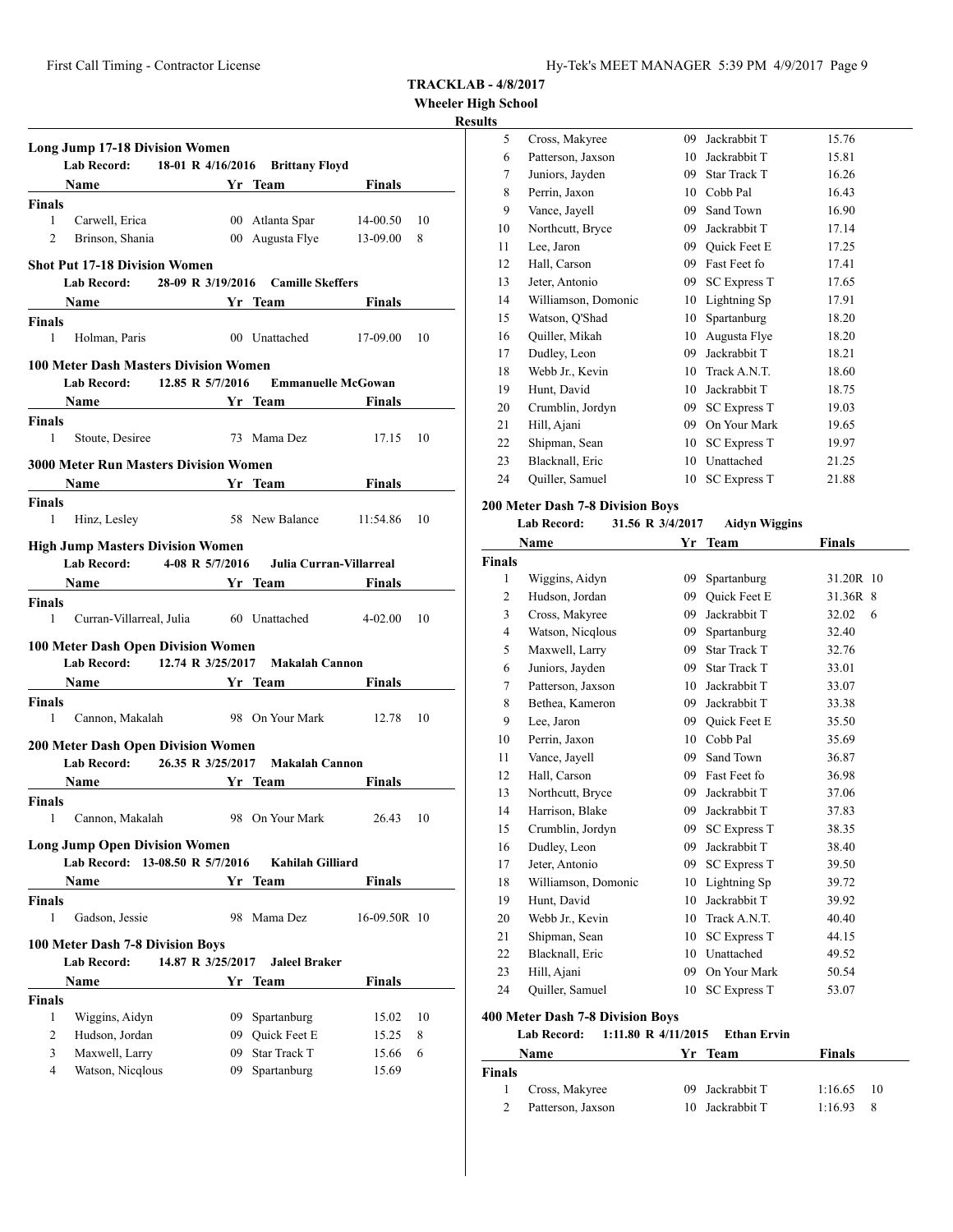**TRACKLAB - 4/8/2017**
**Wheeler High School**
**Results**

### Long Jump 17-18 Division Women

Lab Record: 18-01 R 4/16/2016 Brittany Floyd

| | Name | Yr | Team | Finals | |
|---|---|---|---|---|---|
| **Finals** | | | | | |
| 1 | Carwell, Erica | 00 | Atlanta Spar | 14-00.50 | 10 |
| 2 | Brinson, Shania | 00 | Augusta Flye | 13-09.00 | 8 |

### Shot Put 17-18 Division Women

Lab Record: 28-09 R 3/19/2016 Camille Skeffers

| | Name | Yr | Team | Finals | |
|---|---|---|---|---|---|
| **Finals** | | | | | |
| 1 | Holman, Paris | 00 | Unattached | 17-09.00 | 10 |

### 100 Meter Dash Masters Division Women

Lab Record: 12.85 R 5/7/2016 Emmanuelle McGowan

| | Name | Yr | Team | Finals | |
|---|---|---|---|---|---|
| **Finals** | | | | | |
| 1 | Stoute, Desiree | 73 | Mama Dez | 17.15 | 10 |

### 3000 Meter Run Masters Division Women

| | Name | Yr | Team | Finals | |
|---|---|---|---|---|---|
| **Finals** | | | | | |
| 1 | Hinz, Lesley | 58 | New Balance | 11:54.86 | 10 |

### High Jump Masters Division Women

Lab Record: 4-08 R 5/7/2016 Julia Curran-Villarreal

| | Name | Yr | Team | Finals | |
|---|---|---|---|---|---|
| **Finals** | | | | | |
| 1 | Curran-Villarreal, Julia | 60 | Unattached | 4-02.00 | 10 |

### 100 Meter Dash Open Division Women

Lab Record: 12.74 R 3/25/2017 Makalah Cannon

| | Name | Yr | Team | Finals | |
|---|---|---|---|---|---|
| **Finals** | | | | | |
| 1 | Cannon, Makalah | 98 | On Your Mark | 12.78 | 10 |

### 200 Meter Dash Open Division Women

Lab Record: 26.35 R 3/25/2017 Makalah Cannon

| | Name | Yr | Team | Finals | |
|---|---|---|---|---|---|
| **Finals** | | | | | |
| 1 | Cannon, Makalah | 98 | On Your Mark | 26.43 | 10 |

### Long Jump Open Division Women

Lab Record: 13-08.50 R 5/7/2016 Kahilah Gilliard

| | Name | Yr | Team | Finals | |
|---|---|---|---|---|---|
| **Finals** | | | | | |
| 1 | Gadson, Jessie | 98 | Mama Dez | 16-09.50R | 10 |

### 100 Meter Dash 7-8 Division Boys

Lab Record: 14.87 R 3/25/2017 Jaleel Braker

| | Name | Yr | Team | Finals | |
|---|---|---|---|---|---|
| **Finals** | | | | | |
| 1 | Wiggins, Aidyn | 09 | Spartanburg | 15.02 | 10 |
| 2 | Hudson, Jordan | 09 | Quick Feet E | 15.25 | 8 |
| 3 | Maxwell, Larry | 09 | Star Track T | 15.66 | 6 |
| 4 | Watson, Nicqlous | 09 | Spartanburg | 15.69 | |
| 5 | Cross, Makyree | 09 | Jackrabbit T | 15.76 | |
| 6 | Patterson, Jaxson | 10 | Jackrabbit T | 15.81 | |
| 7 | Juniors, Jayden | 09 | Star Track T | 16.26 | |
| 8 | Perrin, Jaxon | 10 | Cobb Pal | 16.43 | |
| 9 | Vance, Jayell | 09 | Sand Town | 16.90 | |
| 10 | Northcutt, Bryce | 09 | Jackrabbit T | 17.14 | |
| 11 | Lee, Jaron | 09 | Quick Feet E | 17.25 | |
| 12 | Hall, Carson | 09 | Fast Feet fo | 17.41 | |
| 13 | Jeter, Antonio | 09 | SC Express T | 17.65 | |
| 14 | Williamson, Domonic | 10 | Lightning Sp | 17.91 | |
| 15 | Watson, Q'Shad | 10 | Spartanburg | 18.20 | |
| 16 | Quiller, Mikah | 10 | Augusta Flye | 18.20 | |
| 17 | Dudley, Leon | 09 | Jackrabbit T | 18.21 | |
| 18 | Webb Jr., Kevin | 10 | Track A.N.T. | 18.60 | |
| 19 | Hunt, David | 10 | Jackrabbit T | 18.75 | |
| 20 | Crumblin, Jordyn | 09 | SC Express T | 19.03 | |
| 21 | Hill, Ajani | 09 | On Your Mark | 19.65 | |
| 22 | Shipman, Sean | 10 | SC Express T | 19.97 | |
| 23 | Blacknall, Eric | 10 | Unattached | 21.25 | |
| 24 | Quiller, Samuel | 10 | SC Express T | 21.88 | |

### 200 Meter Dash 7-8 Division Boys

Lab Record: 31.56 R 3/4/2017 Aidyn Wiggins

| | Name | Yr | Team | Finals | |
|---|---|---|---|---|---|
| **Finals** | | | | | |
| 1 | Wiggins, Aidyn | 09 | Spartanburg | 31.20R | 10 |
| 2 | Hudson, Jordan | 09 | Quick Feet E | 31.36R | 8 |
| 3 | Cross, Makyree | 09 | Jackrabbit T | 32.02 | 6 |
| 4 | Watson, Nicqlous | 09 | Spartanburg | 32.40 | |
| 5 | Maxwell, Larry | 09 | Star Track T | 32.76 | |
| 6 | Juniors, Jayden | 09 | Star Track T | 33.01 | |
| 7 | Patterson, Jaxson | 10 | Jackrabbit T | 33.07 | |
| 8 | Bethea, Kameron | 09 | Jackrabbit T | 33.38 | |
| 9 | Lee, Jaron | 09 | Quick Feet E | 35.50 | |
| 10 | Perrin, Jaxon | 10 | Cobb Pal | 35.69 | |
| 11 | Vance, Jayell | 09 | Sand Town | 36.87 | |
| 12 | Hall, Carson | 09 | Fast Feet fo | 36.98 | |
| 13 | Northcutt, Bryce | 09 | Jackrabbit T | 37.06 | |
| 14 | Harrison, Blake | 09 | Jackrabbit T | 37.83 | |
| 15 | Crumblin, Jordyn | 09 | SC Express T | 38.35 | |
| 16 | Dudley, Leon | 09 | Jackrabbit T | 38.40 | |
| 17 | Jeter, Antonio | 09 | SC Express T | 39.50 | |
| 18 | Williamson, Domonic | 10 | Lightning Sp | 39.72 | |
| 19 | Hunt, David | 10 | Jackrabbit T | 39.92 | |
| 20 | Webb Jr., Kevin | 10 | Track A.N.T. | 40.40 | |
| 21 | Shipman, Sean | 10 | SC Express T | 44.15 | |
| 22 | Blacknall, Eric | 10 | Unattached | 49.52 | |
| 23 | Hill, Ajani | 09 | On Your Mark | 50.54 | |
| 24 | Quiller, Samuel | 10 | SC Express T | 53.07 | |

### 400 Meter Dash 7-8 Division Boys

Lab Record: 1:11.80 R 4/11/2015 Ethan Ervin

| | Name | Yr | Team | Finals | |
|---|---|---|---|---|---|
| **Finals** | | | | | |
| 1 | Cross, Makyree | 09 | Jackrabbit T | 1:16.65 | 10 |
| 2 | Patterson, Jaxson | 10 | Jackrabbit T | 1:16.93 | 8 |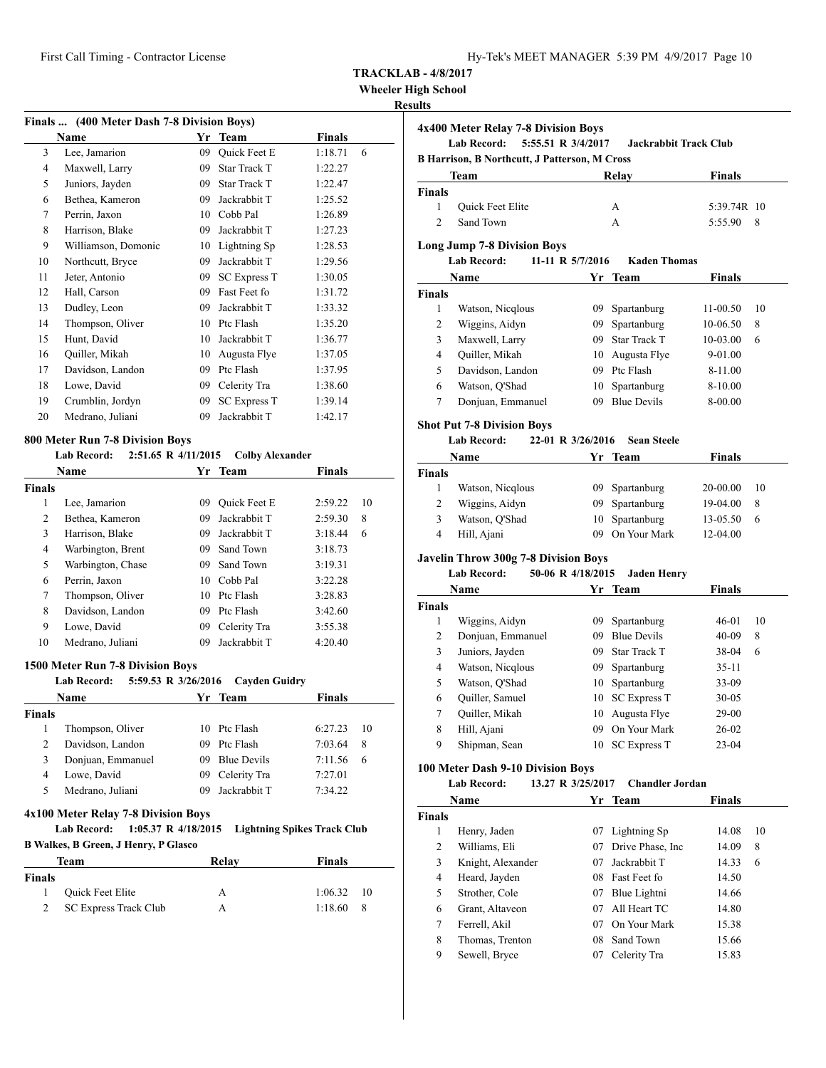**TRACKLAB - 4/8/2017**

**Wheeler High School**

**Results**

### Finals ... (400 Meter Dash 7-8 Division Boys)

| | Name | Yr | Team | Finals | |
|---|---|---|---|---|---|
| 3 | Lee, Jamarion | 09 | Quick Feet E | 1:18.71 | 6 |
| 4 | Maxwell, Larry | 09 | Star Track T | 1:22.27 | |
| 5 | Juniors, Jayden | 09 | Star Track T | 1:22.47 | |
| 6 | Bethea, Kameron | 09 | Jackrabbit T | 1:25.52 | |
| 7 | Perrin, Jaxon | 10 | Cobb Pal | 1:26.89 | |
| 8 | Harrison, Blake | 09 | Jackrabbit T | 1:27.23 | |
| 9 | Williamson, Domonic | 10 | Lightning Sp | 1:28.53 | |
| 10 | Northcutt, Bryce | 09 | Jackrabbit T | 1:29.56 | |
| 11 | Jeter, Antonio | 09 | SC Express T | 1:30.05 | |
| 12 | Hall, Carson | 09 | Fast Feet fo | 1:31.72 | |
| 13 | Dudley, Leon | 09 | Jackrabbit T | 1:33.32 | |
| 14 | Thompson, Oliver | 10 | Ptc Flash | 1:35.20 | |
| 15 | Hunt, David | 10 | Jackrabbit T | 1:36.77 | |
| 16 | Quiller, Mikah | 10 | Augusta Flye | 1:37.05 | |
| 17 | Davidson, Landon | 09 | Ptc Flash | 1:37.95 | |
| 18 | Lowe, David | 09 | Celerity Tra | 1:38.60 | |
| 19 | Crumblin, Jordyn | 09 | SC Express T | 1:39.14 | |
| 20 | Medrano, Juliani | 09 | Jackrabbit T | 1:42.17 | |

### 800 Meter Run 7-8 Division Boys

**Lab Record:** 2:51.65 R 4/11/2015 Colby Alexander

| | Name | Yr | Team | Finals | |
|---|---|---|---|---|---|
| **Finals** | | | | | |
| 1 | Lee, Jamarion | 09 | Quick Feet E | 2:59.22 | 10 |
| 2 | Bethea, Kameron | 09 | Jackrabbit T | 2:59.30 | 8 |
| 3 | Harrison, Blake | 09 | Jackrabbit T | 3:18.44 | 6 |
| 4 | Warbington, Brent | 09 | Sand Town | 3:18.73 | |
| 5 | Warbington, Chase | 09 | Sand Town | 3:19.31 | |
| 6 | Perrin, Jaxon | 10 | Cobb Pal | 3:22.28 | |
| 7 | Thompson, Oliver | 10 | Ptc Flash | 3:28.83 | |
| 8 | Davidson, Landon | 09 | Ptc Flash | 3:42.60 | |
| 9 | Lowe, David | 09 | Celerity Tra | 3:55.38 | |
| 10 | Medrano, Juliani | 09 | Jackrabbit T | 4:20.40 | |

### 1500 Meter Run 7-8 Division Boys

**Lab Record:** 5:59.53 R 3/26/2016 Cayden Guidry

| | Name | Yr | Team | Finals | |
|---|---|---|---|---|---|
| **Finals** | | | | | |
| 1 | Thompson, Oliver | 10 | Ptc Flash | 6:27.23 | 10 |
| 2 | Davidson, Landon | 09 | Ptc Flash | 7:03.64 | 8 |
| 3 | Donjuan, Emmanuel | 09 | Blue Devils | 7:11.56 | 6 |
| 4 | Lowe, David | 09 | Celerity Tra | 7:27.01 | |
| 5 | Medrano, Juliani | 09 | Jackrabbit T | 7:34.22 | |

### 4x100 Meter Relay 7-8 Division Boys

**Lab Record:** 1:05.37 R 4/18/2015 Lightning Spikes Track Club

**B Walkes, B Green, J Henry, P Glasco**

| | Team | Relay | Finals | |
|---|---|---|---|---|
| **Finals** | | | | |
| 1 | Quick Feet Elite | A | 1:06.32 | 10 |
| 2 | SC Express Track Club | A | 1:18.60 | 8 |

### 4x400 Meter Relay 7-8 Division Boys

**Lab Record:** 5:55.51 R 3/4/2017 Jackrabbit Track Club

**B Harrison, B Northcutt, J Patterson, M Cross**

| | Team | Relay | Finals | |
|---|---|---|---|---|
| **Finals** | | | | |
| 1 | Quick Feet Elite | A | 5:39.74R | 10 |
| 2 | Sand Town | A | 5:55.90 | 8 |

### Long Jump 7-8 Division Boys

**Lab Record:** 11-11 R 5/7/2016 Kaden Thomas

| | Name | Yr | Team | Finals | |
|---|---|---|---|---|---|
| **Finals** | | | | | |
| 1 | Watson, Nicqlous | 09 | Spartanburg | 11-00.50 | 10 |
| 2 | Wiggins, Aidyn | 09 | Spartanburg | 10-06.50 | 8 |
| 3 | Maxwell, Larry | 09 | Star Track T | 10-03.00 | 6 |
| 4 | Quiller, Mikah | 10 | Augusta Flye | 9-01.00 | |
| 5 | Davidson, Landon | 09 | Ptc Flash | 8-11.00 | |
| 6 | Watson, Q'Shad | 10 | Spartanburg | 8-10.00 | |
| 7 | Donjuan, Emmanuel | 09 | Blue Devils | 8-00.00 | |

### Shot Put 7-8 Division Boys

**Lab Record:** 22-01 R 3/26/2016 Sean Steele

| | Name | Yr | Team | Finals | |
|---|---|---|---|---|---|
| **Finals** | | | | | |
| 1 | Watson, Nicqlous | 09 | Spartanburg | 20-00.00 | 10 |
| 2 | Wiggins, Aidyn | 09 | Spartanburg | 19-04.00 | 8 |
| 3 | Watson, Q'Shad | 10 | Spartanburg | 13-05.50 | 6 |
| 4 | Hill, Ajani | 09 | On Your Mark | 12-04.00 | |

### Javelin Throw 300g 7-8 Division Boys

**Lab Record:** 50-06 R 4/18/2015 Jaden Henry

| | Name | Yr | Team | Finals | |
|---|---|---|---|---|---|
| **Finals** | | | | | |
| 1 | Wiggins, Aidyn | 09 | Spartanburg | 46-01 | 10 |
| 2 | Donjuan, Emmanuel | 09 | Blue Devils | 40-09 | 8 |
| 3 | Juniors, Jayden | 09 | Star Track T | 38-04 | 6 |
| 4 | Watson, Nicqlous | 09 | Spartanburg | 35-11 | |
| 5 | Watson, Q'Shad | 10 | Spartanburg | 33-09 | |
| 6 | Quiller, Samuel | 10 | SC Express T | 30-05 | |
| 7 | Quiller, Mikah | 10 | Augusta Flye | 29-00 | |
| 8 | Hill, Ajani | 09 | On Your Mark | 26-02 | |
| 9 | Shipman, Sean | 10 | SC Express T | 23-04 | |

### 100 Meter Dash 9-10 Division Boys

**Lab Record:** 13.27 R 3/25/2017 Chandler Jordan

| | Name | Yr | Team | Finals | |
|---|---|---|---|---|---|
| **Finals** | | | | | |
| 1 | Henry, Jaden | 07 | Lightning Sp | 14.08 | 10 |
| 2 | Williams, Eli | 07 | Drive Phase, Inc | 14.09 | 8 |
| 3 | Knight, Alexander | 07 | Jackrabbit T | 14.33 | 6 |
| 4 | Heard, Jayden | 08 | Fast Feet fo | 14.50 | |
| 5 | Strother, Cole | 07 | Blue Lightni | 14.66 | |
| 6 | Grant, Altaveon | 07 | All Heart TC | 14.80 | |
| 7 | Ferrell, Akil | 07 | On Your Mark | 15.38 | |
| 8 | Thomas, Trenton | 08 | Sand Town | 15.66 | |
| 9 | Sewell, Bryce | 07 | Celerity Tra | 15.83 | |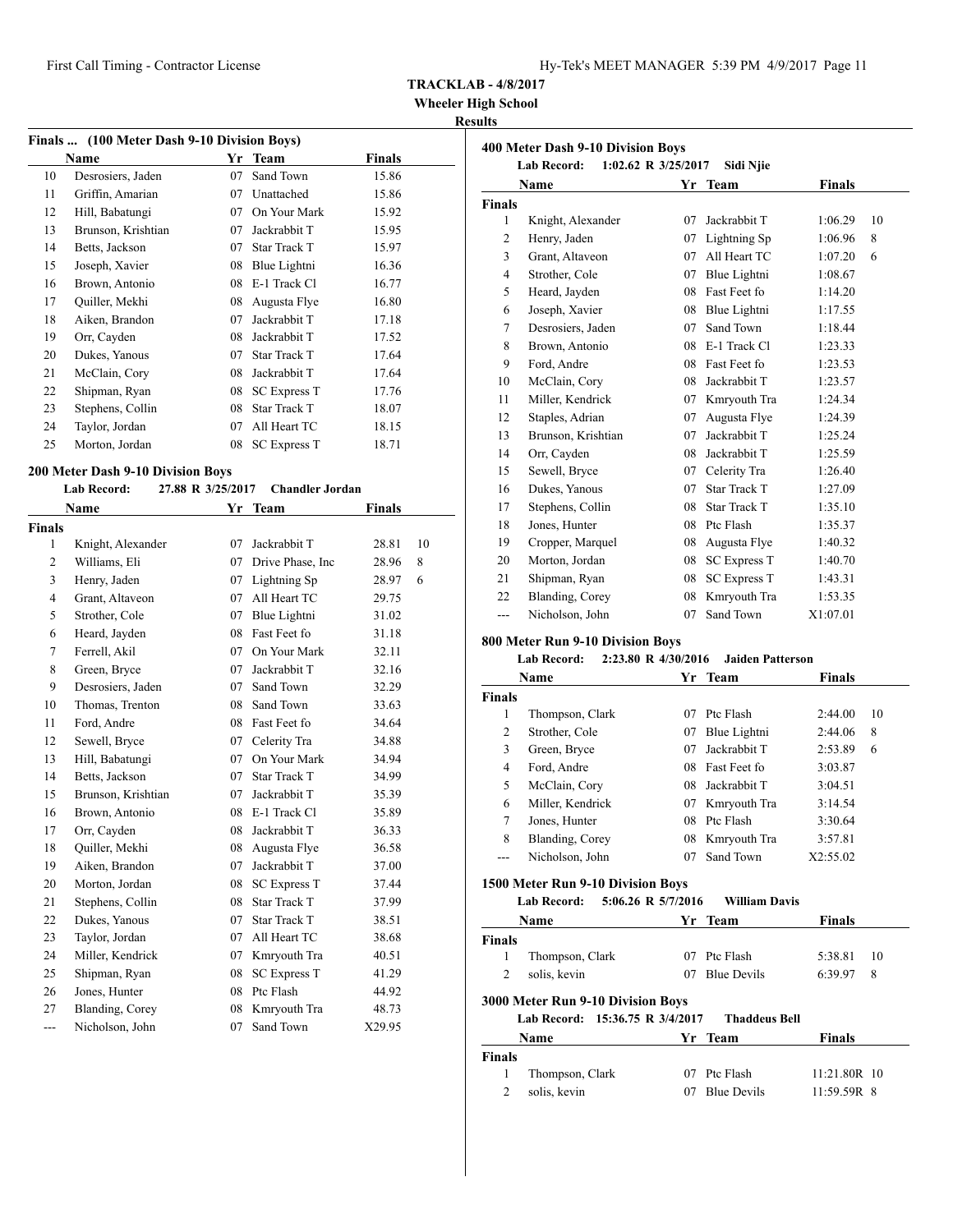**TRACKLAB - 4/8/2017**
**Wheeler High School**
**Results**

### Finals ... (100 Meter Dash 9-10 Division Boys)

| | Name | Yr | Team | Finals |
|---|---|---|---|---|
| 10 | Desrosiers, Jaden | 07 | Sand Town | 15.86 |
| 11 | Griffin, Amarian | 07 | Unattached | 15.86 |
| 12 | Hill, Babatungi | 07 | On Your Mark | 15.92 |
| 13 | Brunson, Krishtian | 07 | Jackrabbit T | 15.95 |
| 14 | Betts, Jackson | 07 | Star Track T | 15.97 |
| 15 | Joseph, Xavier | 08 | Blue Lightni | 16.36 |
| 16 | Brown, Antonio | 08 | E-1 Track Cl | 16.77 |
| 17 | Quiller, Mekhi | 08 | Augusta Flye | 16.80 |
| 18 | Aiken, Brandon | 07 | Jackrabbit T | 17.18 |
| 19 | Orr, Cayden | 08 | Jackrabbit T | 17.52 |
| 20 | Dukes, Yanous | 07 | Star Track T | 17.64 |
| 21 | McClain, Cory | 08 | Jackrabbit T | 17.64 |
| 22 | Shipman, Ryan | 08 | SC Express T | 17.76 |
| 23 | Stephens, Collin | 08 | Star Track T | 18.07 |
| 24 | Taylor, Jordan | 07 | All Heart TC | 18.15 |
| 25 | Morton, Jordan | 08 | SC Express T | 18.71 |

### 200 Meter Dash 9-10 Division Boys

**Lab Record: 27.88 R 3/25/2017 Chandler Jordan**

| | Name | Yr | Team | Finals | |
|---|---|---|---|---|---|
| **Finals** | | | | | |
| 1 | Knight, Alexander | 07 | Jackrabbit T | 28.81 | 10 |
| 2 | Williams, Eli | 07 | Drive Phase, Inc | 28.96 | 8 |
| 3 | Henry, Jaden | 07 | Lightning Sp | 28.97 | 6 |
| 4 | Grant, Altaveon | 07 | All Heart TC | 29.75 | |
| 5 | Strother, Cole | 07 | Blue Lightni | 31.02 | |
| 6 | Heard, Jayden | 08 | Fast Feet fo | 31.18 | |
| 7 | Ferrell, Akil | 07 | On Your Mark | 32.11 | |
| 8 | Green, Bryce | 07 | Jackrabbit T | 32.16 | |
| 9 | Desrosiers, Jaden | 07 | Sand Town | 32.29 | |
| 10 | Thomas, Trenton | 08 | Sand Town | 33.63 | |
| 11 | Ford, Andre | 08 | Fast Feet fo | 34.64 | |
| 12 | Sewell, Bryce | 07 | Celerity Tra | 34.88 | |
| 13 | Hill, Babatungi | 07 | On Your Mark | 34.94 | |
| 14 | Betts, Jackson | 07 | Star Track T | 34.99 | |
| 15 | Brunson, Krishtian | 07 | Jackrabbit T | 35.39 | |
| 16 | Brown, Antonio | 08 | E-1 Track Cl | 35.89 | |
| 17 | Orr, Cayden | 08 | Jackrabbit T | 36.33 | |
| 18 | Quiller, Mekhi | 08 | Augusta Flye | 36.58 | |
| 19 | Aiken, Brandon | 07 | Jackrabbit T | 37.00 | |
| 20 | Morton, Jordan | 08 | SC Express T | 37.44 | |
| 21 | Stephens, Collin | 08 | Star Track T | 37.99 | |
| 22 | Dukes, Yanous | 07 | Star Track T | 38.51 | |
| 23 | Taylor, Jordan | 07 | All Heart TC | 38.68 | |
| 24 | Miller, Kendrick | 07 | Kmryouth Tra | 40.51 | |
| 25 | Shipman, Ryan | 08 | SC Express T | 41.29 | |
| 26 | Jones, Hunter | 08 | Ptc Flash | 44.92 | |
| 27 | Blanding, Corey | 08 | Kmryouth Tra | 48.73 | |
| --- | Nicholson, John | 07 | Sand Town | X29.95 | |

### 400 Meter Dash 9-10 Division Boys

**Lab Record: 1:02.62 R 3/25/2017 Sidi Njie**

| | Name | Yr | Team | Finals | |
|---|---|---|---|---|---|
| **Finals** | | | | | |
| 1 | Knight, Alexander | 07 | Jackrabbit T | 1:06.29 | 10 |
| 2 | Henry, Jaden | 07 | Lightning Sp | 1:06.96 | 8 |
| 3 | Grant, Altaveon | 07 | All Heart TC | 1:07.20 | 6 |
| 4 | Strother, Cole | 07 | Blue Lightni | 1:08.67 | |
| 5 | Heard, Jayden | 08 | Fast Feet fo | 1:14.20 | |
| 6 | Joseph, Xavier | 08 | Blue Lightni | 1:17.55 | |
| 7 | Desrosiers, Jaden | 07 | Sand Town | 1:18.44 | |
| 8 | Brown, Antonio | 08 | E-1 Track Cl | 1:23.33 | |
| 9 | Ford, Andre | 08 | Fast Feet fo | 1:23.53 | |
| 10 | McClain, Cory | 08 | Jackrabbit T | 1:23.57 | |
| 11 | Miller, Kendrick | 07 | Kmryouth Tra | 1:24.34 | |
| 12 | Staples, Adrian | 07 | Augusta Flye | 1:24.39 | |
| 13 | Brunson, Krishtian | 07 | Jackrabbit T | 1:25.24 | |
| 14 | Orr, Cayden | 08 | Jackrabbit T | 1:25.59 | |
| 15 | Sewell, Bryce | 07 | Celerity Tra | 1:26.40 | |
| 16 | Dukes, Yanous | 07 | Star Track T | 1:27.09 | |
| 17 | Stephens, Collin | 08 | Star Track T | 1:35.10 | |
| 18 | Jones, Hunter | 08 | Ptc Flash | 1:35.37 | |
| 19 | Cropper, Marquel | 08 | Augusta Flye | 1:40.32 | |
| 20 | Morton, Jordan | 08 | SC Express T | 1:40.70 | |
| 21 | Shipman, Ryan | 08 | SC Express T | 1:43.31 | |
| 22 | Blanding, Corey | 08 | Kmryouth Tra | 1:53.35 | |
| --- | Nicholson, John | 07 | Sand Town | X1:07.01 | |

### 800 Meter Run 9-10 Division Boys

**Lab Record: 2:23.80 R 4/30/2016 Jaiden Patterson**

| | Name | Yr | Team | Finals | |
|---|---|---|---|---|---|
| **Finals** | | | | | |
| 1 | Thompson, Clark | 07 | Ptc Flash | 2:44.00 | 10 |
| 2 | Strother, Cole | 07 | Blue Lightni | 2:44.06 | 8 |
| 3 | Green, Bryce | 07 | Jackrabbit T | 2:53.89 | 6 |
| 4 | Ford, Andre | 08 | Fast Feet fo | 3:03.87 | |
| 5 | McClain, Cory | 08 | Jackrabbit T | 3:04.51 | |
| 6 | Miller, Kendrick | 07 | Kmryouth Tra | 3:14.54 | |
| 7 | Jones, Hunter | 08 | Ptc Flash | 3:30.64 | |
| 8 | Blanding, Corey | 08 | Kmryouth Tra | 3:57.81 | |
| --- | Nicholson, John | 07 | Sand Town | X2:55.02 | |

### 1500 Meter Run 9-10 Division Boys

**Lab Record: 5:06.26 R 5/7/2016 William Davis**

| | Name | Yr | Team | Finals | |
|---|---|---|---|---|---|
| **Finals** | | | | | |
| 1 | Thompson, Clark | 07 | Ptc Flash | 5:38.81 | 10 |
| 2 | solis, kevin | 07 | Blue Devils | 6:39.97 | 8 |

### 3000 Meter Run 9-10 Division Boys

**Lab Record: 15:36.75 R 3/4/2017 Thaddeus Bell**

| | Name | Yr | Team | Finals | |
|---|---|---|---|---|---|
| **Finals** | | | | | |
| 1 | Thompson, Clark | 07 | Ptc Flash | 11:21.80R | 10 |
| 2 | solis, kevin | 07 | Blue Devils | 11:59.59R | 8 |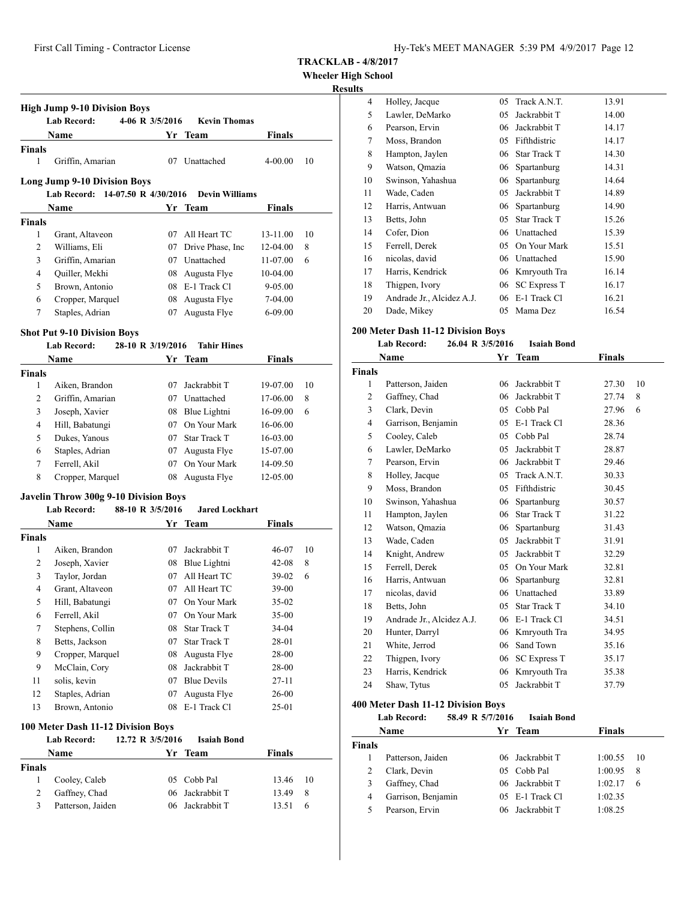**TRACKLAB - 4/8/2017**
**Wheeler High School**
**Results**

### High Jump 9-10 Division Boys

Lab Record: 4-06 R 3/5/2016 Kevin Thomas

| | Name | Yr | Team | Finals | |
|---|---|---|---|---|---|
| **Finals** | | | | | |
| 1 | Griffin, Amarian | 07 | Unattached | 4-00.00 | 10 |

### Long Jump 9-10 Division Boys

Lab Record: 14-07.50 R 4/30/2016 Devin Williams

| | Name | Yr | Team | Finals | |
|---|---|---|---|---|---|
| **Finals** | | | | | |
| 1 | Grant, Altaveon | 07 | All Heart TC | 13-11.00 | 10 |
| 2 | Williams, Eli | 07 | Drive Phase, Inc | 12-04.00 | 8 |
| 3 | Griffin, Amarian | 07 | Unattached | 11-07.00 | 6 |
| 4 | Quiller, Mekhi | 08 | Augusta Flye | 10-04.00 | |
| 5 | Brown, Antonio | 08 | E-1 Track Cl | 9-05.00 | |
| 6 | Cropper, Marquel | 08 | Augusta Flye | 7-04.00 | |
| 7 | Staples, Adrian | 07 | Augusta Flye | 6-09.00 | |

### Shot Put 9-10 Division Boys

Lab Record: 28-10 R 3/19/2016 Tahir Hines

| | Name | Yr | Team | Finals | |
|---|---|---|---|---|---|
| **Finals** | | | | | |
| 1 | Aiken, Brandon | 07 | Jackrabbit T | 19-07.00 | 10 |
| 2 | Griffin, Amarian | 07 | Unattached | 17-06.00 | 8 |
| 3 | Joseph, Xavier | 08 | Blue Lightni | 16-09.00 | 6 |
| 4 | Hill, Babatungi | 07 | On Your Mark | 16-06.00 | |
| 5 | Dukes, Yanous | 07 | Star Track T | 16-03.00 | |
| 6 | Staples, Adrian | 07 | Augusta Flye | 15-07.00 | |
| 7 | Ferrell, Akil | 07 | On Your Mark | 14-09.50 | |
| 8 | Cropper, Marquel | 08 | Augusta Flye | 12-05.00 | |

### Javelin Throw 300g 9-10 Division Boys

Lab Record: 88-10 R 3/5/2016 Jared Lockhart

| | Name | Yr | Team | Finals | |
|---|---|---|---|---|---|
| **Finals** | | | | | |
| 1 | Aiken, Brandon | 07 | Jackrabbit T | 46-07 | 10 |
| 2 | Joseph, Xavier | 08 | Blue Lightni | 42-08 | 8 |
| 3 | Taylor, Jordan | 07 | All Heart TC | 39-02 | 6 |
| 4 | Grant, Altaveon | 07 | All Heart TC | 39-00 | |
| 5 | Hill, Babatungi | 07 | On Your Mark | 35-02 | |
| 6 | Ferrell, Akil | 07 | On Your Mark | 35-00 | |
| 7 | Stephens, Collin | 08 | Star Track T | 34-04 | |
| 8 | Betts, Jackson | 07 | Star Track T | 28-01 | |
| 9 | Cropper, Marquel | 08 | Augusta Flye | 28-00 | |
| 9 | McClain, Cory | 08 | Jackrabbit T | 28-00 | |
| 11 | solis, kevin | 07 | Blue Devils | 27-11 | |
| 12 | Staples, Adrian | 07 | Augusta Flye | 26-00 | |
| 13 | Brown, Antonio | 08 | E-1 Track Cl | 25-01 | |

### 100 Meter Dash 11-12 Division Boys

Lab Record: 12.72 R 3/5/2016 Isaiah Bond

| | Name | Yr | Team | Finals | |
|---|---|---|---|---|---|
| **Finals** | | | | | |
| 1 | Cooley, Caleb | 05 | Cobb Pal | 13.46 | 10 |
| 2 | Gaffney, Chad | 06 | Jackrabbit T | 13.49 | 8 |
| 3 | Patterson, Jaiden | 06 | Jackrabbit T | 13.51 | 6 |
| 4 | Holley, Jacque | 05 | Track A.N.T. | 13.91 | |
| 5 | Lawler, DeMarko | 05 | Jackrabbit T | 14.00 | |
| 6 | Pearson, Ervin | 06 | Jackrabbit T | 14.17 | |
| 7 | Moss, Brandon | 05 | Fifthdistric | 14.17 | |
| 8 | Hampton, Jaylen | 06 | Star Track T | 14.30 | |
| 9 | Watson, Qmazia | 06 | Spartanburg | 14.31 | |
| 10 | Swinson, Yahashua | 06 | Spartanburg | 14.64 | |
| 11 | Wade, Caden | 05 | Jackrabbit T | 14.89 | |
| 12 | Harris, Antwuan | 06 | Spartanburg | 14.90 | |
| 13 | Betts, John | 05 | Star Track T | 15.26 | |
| 14 | Cofer, Dion | 06 | Unattached | 15.39 | |
| 15 | Ferrell, Derek | 05 | On Your Mark | 15.51 | |
| 16 | nicolas, david | 06 | Unattached | 15.90 | |
| 17 | Harris, Kendrick | 06 | Kmryouth Tra | 16.14 | |
| 18 | Thigpen, Ivory | 06 | SC Express T | 16.17 | |
| 19 | Andrade Jr., Alcidez A.J. | 06 | E-1 Track Cl | 16.21 | |
| 20 | Dade, Mikey | 05 | Mama Dez | 16.54 | |

### 200 Meter Dash 11-12 Division Boys

Lab Record: 26.04 R 3/5/2016 Isaiah Bond

| | Name | Yr | Team | Finals | |
|---|---|---|---|---|---|
| **Finals** | | | | | |
| 1 | Patterson, Jaiden | 06 | Jackrabbit T | 27.30 | 10 |
| 2 | Gaffney, Chad | 06 | Jackrabbit T | 27.74 | 8 |
| 3 | Clark, Devin | 05 | Cobb Pal | 27.96 | 6 |
| 4 | Garrison, Benjamin | 05 | E-1 Track Cl | 28.36 | |
| 5 | Cooley, Caleb | 05 | Cobb Pal | 28.74 | |
| 6 | Lawler, DeMarko | 05 | Jackrabbit T | 28.87 | |
| 7 | Pearson, Ervin | 06 | Jackrabbit T | 29.46 | |
| 8 | Holley, Jacque | 05 | Track A.N.T. | 30.33 | |
| 9 | Moss, Brandon | 05 | Fifthdistric | 30.45 | |
| 10 | Swinson, Yahashua | 06 | Spartanburg | 30.57 | |
| 11 | Hampton, Jaylen | 06 | Star Track T | 31.22 | |
| 12 | Watson, Qmazia | 06 | Spartanburg | 31.43 | |
| 13 | Wade, Caden | 05 | Jackrabbit T | 31.91 | |
| 14 | Knight, Andrew | 05 | Jackrabbit T | 32.29 | |
| 15 | Ferrell, Derek | 05 | On Your Mark | 32.81 | |
| 16 | Harris, Antwuan | 06 | Spartanburg | 32.81 | |
| 17 | nicolas, david | 06 | Unattached | 33.89 | |
| 18 | Betts, John | 05 | Star Track T | 34.10 | |
| 19 | Andrade Jr., Alcidez A.J. | 06 | E-1 Track Cl | 34.51 | |
| 20 | Hunter, Darryl | 06 | Kmryouth Tra | 34.95 | |
| 21 | White, Jerrod | 06 | Sand Town | 35.16 | |
| 22 | Thigpen, Ivory | 06 | SC Express T | 35.17 | |
| 23 | Harris, Kendrick | 06 | Kmryouth Tra | 35.38 | |
| 24 | Shaw, Tytus | 05 | Jackrabbit T | 37.79 | |

### 400 Meter Dash 11-12 Division Boys

Lab Record: 58.49 R 5/7/2016 Isaiah Bond

| | Name | Yr | Team | Finals | |
|---|---|---|---|---|---|
| **Finals** | | | | | |
| 1 | Patterson, Jaiden | 06 | Jackrabbit T | 1:00.55 | 10 |
| 2 | Clark, Devin | 05 | Cobb Pal | 1:00.95 | 8 |
| 3 | Gaffney, Chad | 06 | Jackrabbit T | 1:02.17 | 6 |
| 4 | Garrison, Benjamin | 05 | E-1 Track Cl | 1:02.35 | |
| 5 | Pearson, Ervin | 06 | Jackrabbit T | 1:08.25 | |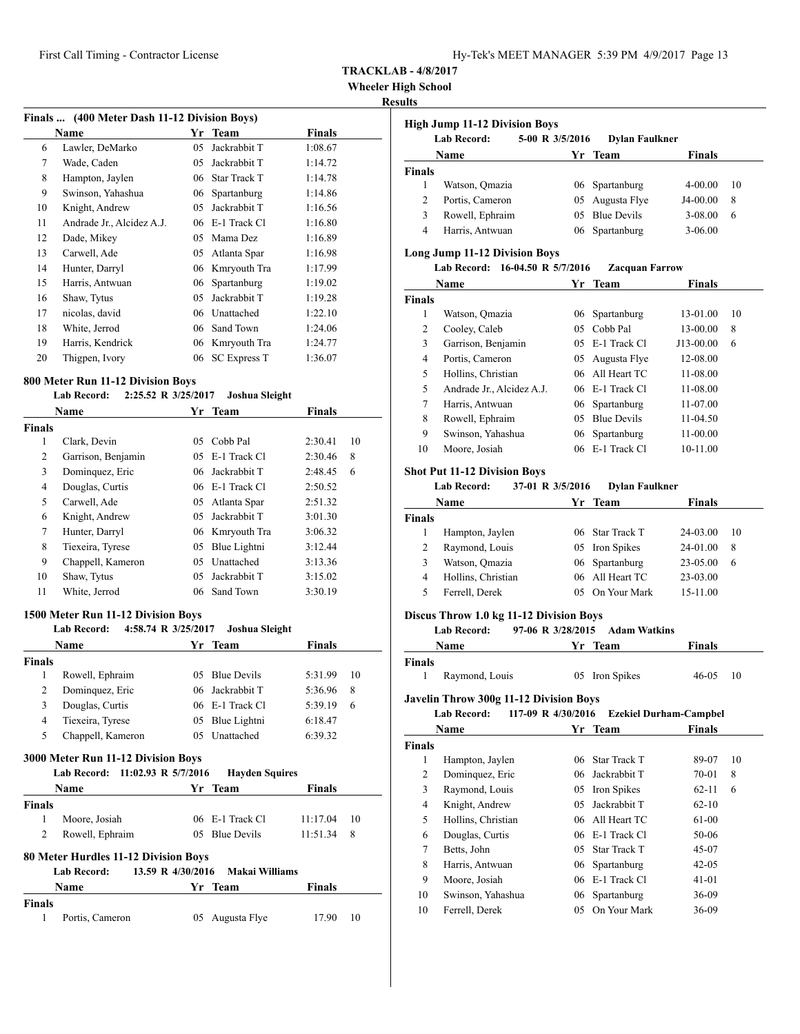**TRACKLAB - 4/8/2017**

**Wheeler High School**

**Results**

### Finals ... (400 Meter Dash 11-12 Division Boys)

| | Name | Yr | Team | Finals |
|---|---|---|---|---|
| 6 | Lawler, DeMarko | 05 | Jackrabbit T | 1:08.67 |
| 7 | Wade, Caden | 05 | Jackrabbit T | 1:14.72 |
| 8 | Hampton, Jaylen | 06 | Star Track T | 1:14.78 |
| 9 | Swinson, Yahashua | 06 | Spartanburg | 1:14.86 |
| 10 | Knight, Andrew | 05 | Jackrabbit T | 1:16.56 |
| 11 | Andrade Jr., Alcidez A.J. | 06 | E-1 Track Cl | 1:16.80 |
| 12 | Dade, Mikey | 05 | Mama Dez | 1:16.89 |
| 13 | Carwell, Ade | 05 | Atlanta Spar | 1:16.98 |
| 14 | Hunter, Darryl | 06 | Kmryouth Tra | 1:17.99 |
| 15 | Harris, Antwuan | 06 | Spartanburg | 1:19.02 |
| 16 | Shaw, Tytus | 05 | Jackrabbit T | 1:19.28 |
| 17 | nicolas, david | 06 | Unattached | 1:22.10 |
| 18 | White, Jerrod | 06 | Sand Town | 1:24.06 |
| 19 | Harris, Kendrick | 06 | Kmryouth Tra | 1:24.77 |
| 20 | Thigpen, Ivory | 06 | SC Express T | 1:36.07 |

### 800 Meter Run 11-12 Division Boys

**Lab Record: 2:25.52 R 3/25/2017 Joshua Sleight**

| | Name | Yr | Team | Finals | |
|---|---|---|---|---|---|
| **Finals** | | | | | |
| 1 | Clark, Devin | 05 | Cobb Pal | 2:30.41 | 10 |
| 2 | Garrison, Benjamin | 05 | E-1 Track Cl | 2:30.46 | 8 |
| 3 | Dominquez, Eric | 06 | Jackrabbit T | 2:48.45 | 6 |
| 4 | Douglas, Curtis | 06 | E-1 Track Cl | 2:50.52 | |
| 5 | Carwell, Ade | 05 | Atlanta Spar | 2:51.32 | |
| 6 | Knight, Andrew | 05 | Jackrabbit T | 3:01.30 | |
| 7 | Hunter, Darryl | 06 | Kmryouth Tra | 3:06.32 | |
| 8 | Tiexeira, Tyrese | 05 | Blue Lightni | 3:12.44 | |
| 9 | Chappell, Kameron | 05 | Unattached | 3:13.36 | |
| 10 | Shaw, Tytus | 05 | Jackrabbit T | 3:15.02 | |
| 11 | White, Jerrod | 06 | Sand Town | 3:30.19 | |

### 1500 Meter Run 11-12 Division Boys

**Lab Record: 4:58.74 R 3/25/2017 Joshua Sleight**

| | Name | Yr | Team | Finals | |
|---|---|---|---|---|---|
| **Finals** | | | | | |
| 1 | Rowell, Ephraim | 05 | Blue Devils | 5:31.99 | 10 |
| 2 | Dominquez, Eric | 06 | Jackrabbit T | 5:36.96 | 8 |
| 3 | Douglas, Curtis | 06 | E-1 Track Cl | 5:39.19 | 6 |
| 4 | Tiexeira, Tyrese | 05 | Blue Lightni | 6:18.47 | |
| 5 | Chappell, Kameron | 05 | Unattached | 6:39.32 | |

### 3000 Meter Run 11-12 Division Boys

**Lab Record: 11:02.93 R 5/7/2016 Hayden Squires**

| | Name | Yr | Team | Finals | |
|---|---|---|---|---|---|
| **Finals** | | | | | |
| 1 | Moore, Josiah | 06 | E-1 Track Cl | 11:17.04 | 10 |
| 2 | Rowell, Ephraim | 05 | Blue Devils | 11:51.34 | 8 |

### 80 Meter Hurdles 11-12 Division Boys

**Lab Record: 13.59 R 4/30/2016 Makai Williams**

| | Name | Yr | Team | Finals | |
|---|---|---|---|---|---|
| **Finals** | | | | | |
| 1 | Portis, Cameron | 05 | Augusta Flye | 17.90 | 10 |

### High Jump 11-12 Division Boys

**Lab Record: 5-00 R 3/5/2016 Dylan Faulkner**

| | Name | Yr | Team | Finals | |
|---|---|---|---|---|---|
| **Finals** | | | | | |
| 1 | Watson, Qmazia | 06 | Spartanburg | 4-00.00 | 10 |
| 2 | Portis, Cameron | 05 | Augusta Flye | J4-00.00 | 8 |
| 3 | Rowell, Ephraim | 05 | Blue Devils | 3-08.00 | 6 |
| 4 | Harris, Antwuan | 06 | Spartanburg | 3-06.00 | |

### Long Jump 11-12 Division Boys

**Lab Record: 16-04.50 R 5/7/2016 Zacquan Farrow**

| | Name | Yr | Team | Finals | |
|---|---|---|---|---|---|
| **Finals** | | | | | |
| 1 | Watson, Qmazia | 06 | Spartanburg | 13-01.00 | 10 |
| 2 | Cooley, Caleb | 05 | Cobb Pal | 13-00.00 | 8 |
| 3 | Garrison, Benjamin | 05 | E-1 Track Cl | J13-00.00 | 6 |
| 4 | Portis, Cameron | 05 | Augusta Flye | 12-08.00 | |
| 5 | Hollins, Christian | 06 | All Heart TC | 11-08.00 | |
| 5 | Andrade Jr., Alcidez A.J. | 06 | E-1 Track Cl | 11-08.00 | |
| 7 | Harris, Antwuan | 06 | Spartanburg | 11-07.00 | |
| 8 | Rowell, Ephraim | 05 | Blue Devils | 11-04.50 | |
| 9 | Swinson, Yahashua | 06 | Spartanburg | 11-00.00 | |
| 10 | Moore, Josiah | 06 | E-1 Track Cl | 10-11.00 | |

### Shot Put 11-12 Division Boys

**Lab Record: 37-01 R 3/5/2016 Dylan Faulkner**

| | Name | Yr | Team | Finals | |
|---|---|---|---|---|---|
| **Finals** | | | | | |
| 1 | Hampton, Jaylen | 06 | Star Track T | 24-03.00 | 10 |
| 2 | Raymond, Louis | 05 | Iron Spikes | 24-01.00 | 8 |
| 3 | Watson, Qmazia | 06 | Spartanburg | 23-05.00 | 6 |
| 4 | Hollins, Christian | 06 | All Heart TC | 23-03.00 | |
| 5 | Ferrell, Derek | 05 | On Your Mark | 15-11.00 | |

### Discus Throw 1.0 kg 11-12 Division Boys

**Lab Record: 97-06 R 3/28/2015 Adam Watkins**

| | Name | Yr | Team | Finals | |
|---|---|---|---|---|---|
| **Finals** | | | | | |
| 1 | Raymond, Louis | 05 | Iron Spikes | 46-05 | 10 |

### Javelin Throw 300g 11-12 Division Boys

**Lab Record: 117-09 R 4/30/2016 Ezekiel Durham-Campbel**

| | Name | Yr | Team | Finals | |
|---|---|---|---|---|---|
| **Finals** | | | | | |
| 1 | Hampton, Jaylen | 06 | Star Track T | 89-07 | 10 |
| 2 | Dominquez, Eric | 06 | Jackrabbit T | 70-01 | 8 |
| 3 | Raymond, Louis | 05 | Iron Spikes | 62-11 | 6 |
| 4 | Knight, Andrew | 05 | Jackrabbit T | 62-10 | |
| 5 | Hollins, Christian | 06 | All Heart TC | 61-00 | |
| 6 | Douglas, Curtis | 06 | E-1 Track Cl | 50-06 | |
| 7 | Betts, John | 05 | Star Track T | 45-07 | |
| 8 | Harris, Antwuan | 06 | Spartanburg | 42-05 | |
| 9 | Moore, Josiah | 06 | E-1 Track Cl | 41-01 | |
| 10 | Swinson, Yahashua | 06 | Spartanburg | 36-09 | |
| 10 | Ferrell, Derek | 05 | On Your Mark | 36-09 | |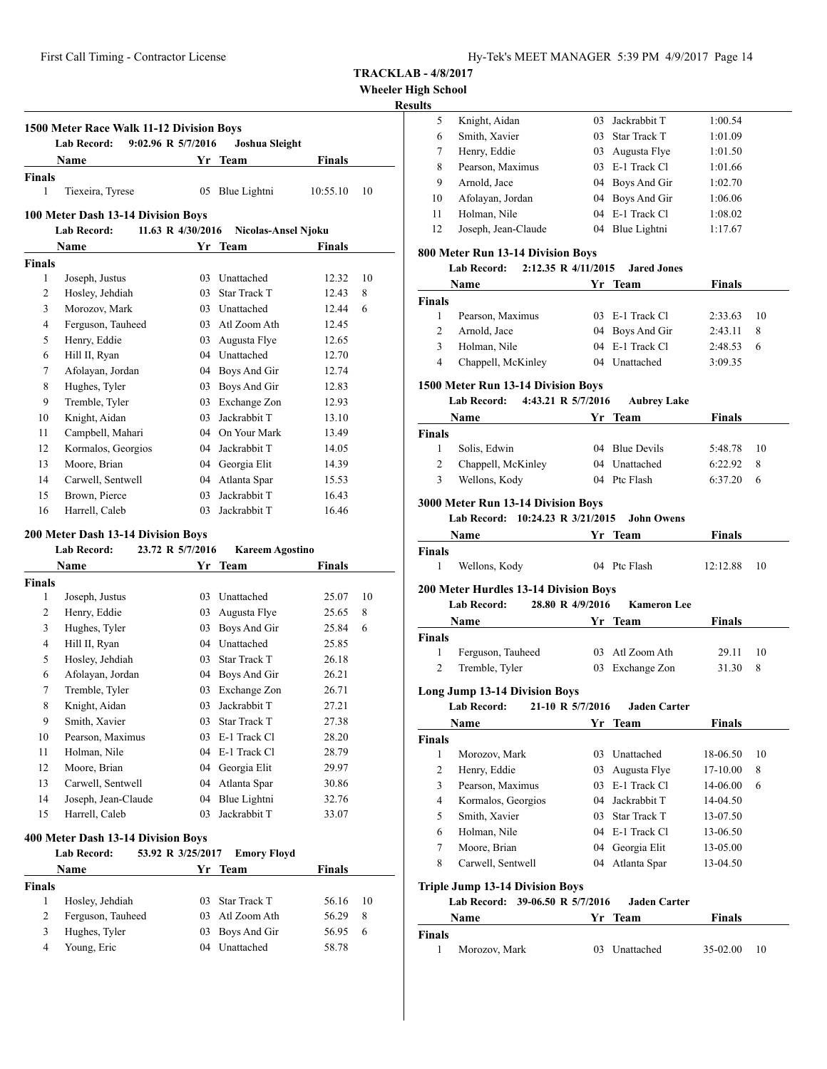**TRACKLAB - 4/8/2017**
**Wheeler High School**
**Results**

### 1500 Meter Race Walk 11-12 Division Boys

Lab Record: 9:02.96 R 5/7/2016 Joshua Sleight

| | Name | Yr | Team | Finals | |
|---|---|---|---|---|---|
| **Finals** | | | | | |
| 1 | Tiexeira, Tyrese | 05 | Blue Lightni | 10:55.10 | 10 |

### 100 Meter Dash 13-14 Division Boys

Lab Record: 11.63 R 4/30/2016 Nicolas-Ansel Njoku

| | Name | Yr | Team | Finals | |
|---|---|---|---|---|---|
| **Finals** | | | | | |
| 1 | Joseph, Justus | 03 | Unattached | 12.32 | 10 |
| 2 | Hosley, Jehdiah | 03 | Star Track T | 12.43 | 8 |
| 3 | Morozov, Mark | 03 | Unattached | 12.44 | 6 |
| 4 | Ferguson, Tauheed | 03 | Atl Zoom Ath | 12.45 | |
| 5 | Henry, Eddie | 03 | Augusta Flye | 12.65 | |
| 6 | Hill II, Ryan | 04 | Unattached | 12.70 | |
| 7 | Afolayan, Jordan | 04 | Boys And Gir | 12.74 | |
| 8 | Hughes, Tyler | 03 | Boys And Gir | 12.83 | |
| 9 | Tremble, Tyler | 03 | Exchange Zon | 12.93 | |
| 10 | Knight, Aidan | 03 | Jackrabbit T | 13.10 | |
| 11 | Campbell, Mahari | 04 | On Your Mark | 13.49 | |
| 12 | Kormalos, Georgios | 04 | Jackrabbit T | 14.05 | |
| 13 | Moore, Brian | 04 | Georgia Elit | 14.39 | |
| 14 | Carwell, Sentwell | 04 | Atlanta Spar | 15.53 | |
| 15 | Brown, Pierce | 03 | Jackrabbit T | 16.43 | |
| 16 | Harrell, Caleb | 03 | Jackrabbit T | 16.46 | |

### 200 Meter Dash 13-14 Division Boys

Lab Record: 23.72 R 5/7/2016 Kareem Agostino

| | Name | Yr | Team | Finals | |
|---|---|---|---|---|---|
| **Finals** | | | | | |
| 1 | Joseph, Justus | 03 | Unattached | 25.07 | 10 |
| 2 | Henry, Eddie | 03 | Augusta Flye | 25.65 | 8 |
| 3 | Hughes, Tyler | 03 | Boys And Gir | 25.84 | 6 |
| 4 | Hill II, Ryan | 04 | Unattached | 25.85 | |
| 5 | Hosley, Jehdiah | 03 | Star Track T | 26.18 | |
| 6 | Afolayan, Jordan | 04 | Boys And Gir | 26.21 | |
| 7 | Tremble, Tyler | 03 | Exchange Zon | 26.71 | |
| 8 | Knight, Aidan | 03 | Jackrabbit T | 27.21 | |
| 9 | Smith, Xavier | 03 | Star Track T | 27.38 | |
| 10 | Pearson, Maximus | 03 | E-1 Track Cl | 28.20 | |
| 11 | Holman, Nile | 04 | E-1 Track Cl | 28.79 | |
| 12 | Moore, Brian | 04 | Georgia Elit | 29.97 | |
| 13 | Carwell, Sentwell | 04 | Atlanta Spar | 30.86 | |
| 14 | Joseph, Jean-Claude | 04 | Blue Lightni | 32.76 | |
| 15 | Harrell, Caleb | 03 | Jackrabbit T | 33.07 | |

### 400 Meter Dash 13-14 Division Boys

Lab Record: 53.92 R 3/25/2017 Emory Floyd

| | Name | Yr | Team | Finals | |
|---|---|---|---|---|---|
| **Finals** | | | | | |
| 1 | Hosley, Jehdiah | 03 | Star Track T | 56.16 | 10 |
| 2 | Ferguson, Tauheed | 03 | Atl Zoom Ath | 56.29 | 8 |
| 3 | Hughes, Tyler | 03 | Boys And Gir | 56.95 | 6 |
| 4 | Young, Eric | 04 | Unattached | 58.78 | |
| 5 | Knight, Aidan | 03 | Jackrabbit T | 1:00.54 | |
| 6 | Smith, Xavier | 03 | Star Track T | 1:01.09 | |
| 7 | Henry, Eddie | 03 | Augusta Flye | 1:01.50 | |
| 8 | Pearson, Maximus | 03 | E-1 Track Cl | 1:01.66 | |
| 9 | Arnold, Jace | 04 | Boys And Gir | 1:02.70 | |
| 10 | Afolayan, Jordan | 04 | Boys And Gir | 1:06.06 | |
| 11 | Holman, Nile | 04 | E-1 Track Cl | 1:08.02 | |
| 12 | Joseph, Jean-Claude | 04 | Blue Lightni | 1:17.67 | |

### 800 Meter Run 13-14 Division Boys

Lab Record: 2:12.35 R 4/11/2015 Jared Jones

| | Name | Yr | Team | Finals | |
|---|---|---|---|---|---|
| **Finals** | | | | | |
| 1 | Pearson, Maximus | 03 | E-1 Track Cl | 2:33.63 | 10 |
| 2 | Arnold, Jace | 04 | Boys And Gir | 2:43.11 | 8 |
| 3 | Holman, Nile | 04 | E-1 Track Cl | 2:48.53 | 6 |
| 4 | Chappell, McKinley | 04 | Unattached | 3:09.35 | |

### 1500 Meter Run 13-14 Division Boys

Lab Record: 4:43.21 R 5/7/2016 Aubrey Lake

| | Name | Yr | Team | Finals | |
|---|---|---|---|---|---|
| **Finals** | | | | | |
| 1 | Solis, Edwin | 04 | Blue Devils | 5:48.78 | 10 |
| 2 | Chappell, McKinley | 04 | Unattached | 6:22.92 | 8 |
| 3 | Wellons, Kody | 04 | Ptc Flash | 6:37.20 | 6 |

### 3000 Meter Run 13-14 Division Boys

Lab Record: 10:24.23 R 3/21/2015 John Owens

| | Name | Yr | Team | Finals | |
|---|---|---|---|---|---|
| **Finals** | | | | | |
| 1 | Wellons, Kody | 04 | Ptc Flash | 12:12.88 | 10 |

### 200 Meter Hurdles 13-14 Division Boys

Lab Record: 28.80 R 4/9/2016 Kameron Lee

| | Name | Yr | Team | Finals | |
|---|---|---|---|---|---|
| **Finals** | | | | | |
| 1 | Ferguson, Tauheed | 03 | Atl Zoom Ath | 29.11 | 10 |
| 2 | Tremble, Tyler | 03 | Exchange Zon | 31.30 | 8 |

### Long Jump 13-14 Division Boys

Lab Record: 21-10 R 5/7/2016 Jaden Carter

| | Name | Yr | Team | Finals | |
|---|---|---|---|---|---|
| **Finals** | | | | | |
| 1 | Morozov, Mark | 03 | Unattached | 18-06.50 | 10 |
| 2 | Henry, Eddie | 03 | Augusta Flye | 17-10.00 | 8 |
| 3 | Pearson, Maximus | 03 | E-1 Track Cl | 14-06.00 | 6 |
| 4 | Kormalos, Georgios | 04 | Jackrabbit T | 14-04.50 | |
| 5 | Smith, Xavier | 03 | Star Track T | 13-07.50 | |
| 6 | Holman, Nile | 04 | E-1 Track Cl | 13-06.50 | |
| 7 | Moore, Brian | 04 | Georgia Elit | 13-05.00 | |
| 8 | Carwell, Sentwell | 04 | Atlanta Spar | 13-04.50 | |

### Triple Jump 13-14 Division Boys

Lab Record: 39-06.50 R 5/7/2016 Jaden Carter

| | Name | Yr | Team | Finals | |
|---|---|---|---|---|---|
| **Finals** | | | | | |
| 1 | Morozov, Mark | 03 | Unattached | 35-02.00 | 10 |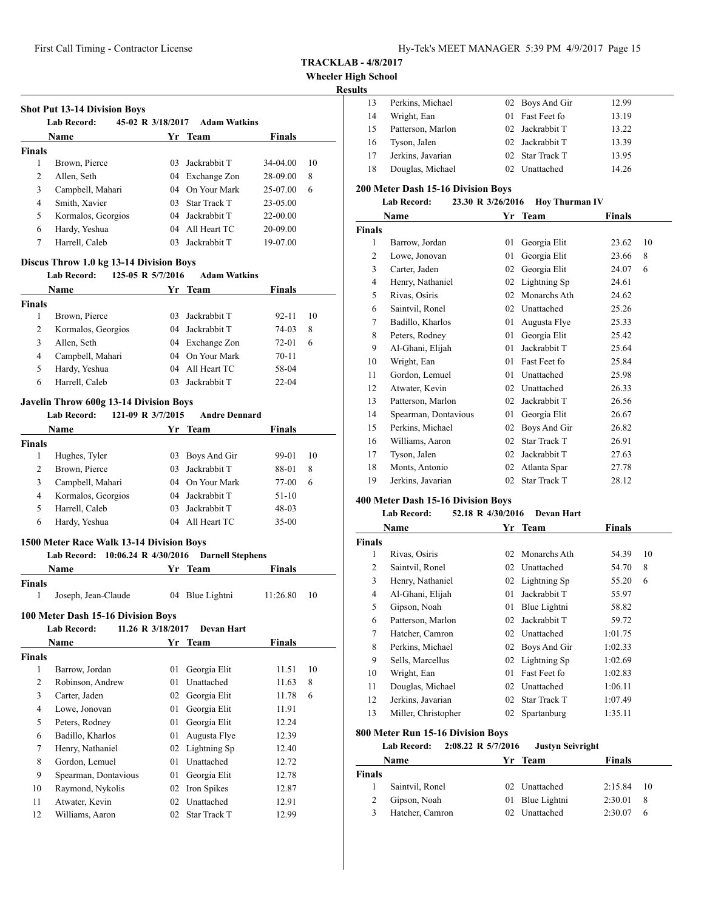**TRACKLAB - 4/8/2017**

**Wheeler High School**

**Results**

### Shot Put 13-14 Division Boys

**Lab Record:** 45-02 R 3/18/2017 **Adam Watkins**

| | Name | Yr | Team | Finals | |
|---|---|---|---|---|---|
| **Finals** | | | | | |
| 1 | Brown, Pierce | 03 | Jackrabbit T | 34-04.00 | 10 |
| 2 | Allen, Seth | 04 | Exchange Zon | 28-09.00 | 8 |
| 3 | Campbell, Mahari | 04 | On Your Mark | 25-07.00 | 6 |
| 4 | Smith, Xavier | 03 | Star Track T | 23-05.00 | |
| 5 | Kormalos, Georgios | 04 | Jackrabbit T | 22-00.00 | |
| 6 | Hardy, Yeshua | 04 | All Heart TC | 20-09.00 | |
| 7 | Harrell, Caleb | 03 | Jackrabbit T | 19-07.00 | |

### Discus Throw 1.0 kg 13-14 Division Boys

**Lab Record:** 125-05 R 5/7/2016 **Adam Watkins**

| | Name | Yr | Team | Finals | |
|---|---|---|---|---|---|
| **Finals** | | | | | |
| 1 | Brown, Pierce | 03 | Jackrabbit T | 92-11 | 10 |
| 2 | Kormalos, Georgios | 04 | Jackrabbit T | 74-03 | 8 |
| 3 | Allen, Seth | 04 | Exchange Zon | 72-01 | 6 |
| 4 | Campbell, Mahari | 04 | On Your Mark | 70-11 | |
| 5 | Hardy, Yeshua | 04 | All Heart TC | 58-04 | |
| 6 | Harrell, Caleb | 03 | Jackrabbit T | 22-04 | |

### Javelin Throw 600g 13-14 Division Boys

**Lab Record:** 121-09 R 3/7/2015 **Andre Dennard**

| | Name | Yr | Team | Finals | |
|---|---|---|---|---|---|
| **Finals** | | | | | |
| 1 | Hughes, Tyler | 03 | Boys And Gir | 99-01 | 10 |
| 2 | Brown, Pierce | 03 | Jackrabbit T | 88-01 | 8 |
| 3 | Campbell, Mahari | 04 | On Your Mark | 77-00 | 6 |
| 4 | Kormalos, Georgios | 04 | Jackrabbit T | 51-10 | |
| 5 | Harrell, Caleb | 03 | Jackrabbit T | 48-03 | |
| 6 | Hardy, Yeshua | 04 | All Heart TC | 35-00 | |

### 1500 Meter Race Walk 13-14 Division Boys

**Lab Record:** 10:06.24 R 4/30/2016 **Darnell Stephens**

| | Name | Yr | Team | Finals | |
|---|---|---|---|---|---|
| **Finals** | | | | | |
| 1 | Joseph, Jean-Claude | 04 | Blue Lightni | 11:26.80 | 10 |

### 100 Meter Dash 15-16 Division Boys

**Lab Record:** 11.26 R 3/18/2017 **Devan Hart**

| | Name | Yr | Team | Finals | |
|---|---|---|---|---|---|
| **Finals** | | | | | |
| 1 | Barrow, Jordan | 01 | Georgia Elit | 11.51 | 10 |
| 2 | Robinson, Andrew | 01 | Unattached | 11.63 | 8 |
| 3 | Carter, Jaden | 02 | Georgia Elit | 11.78 | 6 |
| 4 | Lowe, Jonovan | 01 | Georgia Elit | 11.91 | |
| 5 | Peters, Rodney | 01 | Georgia Elit | 12.24 | |
| 6 | Badillo, Kharlos | 01 | Augusta Flye | 12.39 | |
| 7 | Henry, Nathaniel | 02 | Lightning Sp | 12.40 | |
| 8 | Gordon, Lemuel | 01 | Unattached | 12.72 | |
| 9 | Spearman, Dontavious | 01 | Georgia Elit | 12.78 | |
| 10 | Raymond, Nykolis | 02 | Iron Spikes | 12.87 | |
| 11 | Atwater, Kevin | 02 | Unattached | 12.91 | |
| 12 | Williams, Aaron | 02 | Star Track T | 12.99 | |
| 13 | Perkins, Michael | 02 | Boys And Gir | 12.99 | |
| 14 | Wright, Ean | 01 | Fast Feet fo | 13.19 | |
| 15 | Patterson, Marlon | 02 | Jackrabbit T | 13.22 | |
| 16 | Tyson, Jalen | 02 | Jackrabbit T | 13.39 | |
| 17 | Jerkins, Javarian | 02 | Star Track T | 13.95 | |
| 18 | Douglas, Michael | 02 | Unattached | 14.26 | |

### 200 Meter Dash 15-16 Division Boys

**Lab Record:** 23.30 R 3/26/2016 **Hoy Thurman IV**

| | Name | Yr | Team | Finals | |
|---|---|---|---|---|---|
| **Finals** | | | | | |
| 1 | Barrow, Jordan | 01 | Georgia Elit | 23.62 | 10 |
| 2 | Lowe, Jonovan | 01 | Georgia Elit | 23.66 | 8 |
| 3 | Carter, Jaden | 02 | Georgia Elit | 24.07 | 6 |
| 4 | Henry, Nathaniel | 02 | Lightning Sp | 24.61 | |
| 5 | Rivas, Osiris | 02 | Monarchs Ath | 24.62 | |
| 6 | Saintvil, Ronel | 02 | Unattached | 25.26 | |
| 7 | Badillo, Kharlos | 01 | Augusta Flye | 25.33 | |
| 8 | Peters, Rodney | 01 | Georgia Elit | 25.42 | |
| 9 | Al-Ghani, Elijah | 01 | Jackrabbit T | 25.64 | |
| 10 | Wright, Ean | 01 | Fast Feet fo | 25.84 | |
| 11 | Gordon, Lemuel | 01 | Unattached | 25.98 | |
| 12 | Atwater, Kevin | 02 | Unattached | 26.33 | |
| 13 | Patterson, Marlon | 02 | Jackrabbit T | 26.56 | |
| 14 | Spearman, Dontavious | 01 | Georgia Elit | 26.67 | |
| 15 | Perkins, Michael | 02 | Boys And Gir | 26.82 | |
| 16 | Williams, Aaron | 02 | Star Track T | 26.91 | |
| 17 | Tyson, Jalen | 02 | Jackrabbit T | 27.63 | |
| 18 | Monts, Antonio | 02 | Atlanta Spar | 27.78 | |
| 19 | Jerkins, Javarian | 02 | Star Track T | 28.12 | |

### 400 Meter Dash 15-16 Division Boys

**Lab Record:** 52.18 R 4/30/2016 **Devan Hart**

| | Name | Yr | Team | Finals | |
|---|---|---|---|---|---|
| **Finals** | | | | | |
| 1 | Rivas, Osiris | 02 | Monarchs Ath | 54.39 | 10 |
| 2 | Saintvil, Ronel | 02 | Unattached | 54.70 | 8 |
| 3 | Henry, Nathaniel | 02 | Lightning Sp | 55.20 | 6 |
| 4 | Al-Ghani, Elijah | 01 | Jackrabbit T | 55.97 | |
| 5 | Gipson, Noah | 01 | Blue Lightni | 58.82 | |
| 6 | Patterson, Marlon | 02 | Jackrabbit T | 59.72 | |
| 7 | Hatcher, Camron | 02 | Unattached | 1:01.75 | |
| 8 | Perkins, Michael | 02 | Boys And Gir | 1:02.33 | |
| 9 | Sells, Marcellus | 02 | Lightning Sp | 1:02.69 | |
| 10 | Wright, Ean | 01 | Fast Feet fo | 1:02.83 | |
| 11 | Douglas, Michael | 02 | Unattached | 1:06.11 | |
| 12 | Jerkins, Javarian | 02 | Star Track T | 1:07.49 | |
| 13 | Miller, Christopher | 02 | Spartanburg | 1:35.11 | |

### 800 Meter Run 15-16 Division Boys

**Lab Record:** 2:08.22 R 5/7/2016 **Justyn Seivright**

| | Name | Yr | Team | Finals | |
|---|---|---|---|---|---|
| **Finals** | | | | | |
| 1 | Saintvil, Ronel | 02 | Unattached | 2:15.84 | 10 |
| 2 | Gipson, Noah | 01 | Blue Lightni | 2:30.01 | 8 |
| 3 | Hatcher, Camron | 02 | Unattached | 2:30.07 | 6 |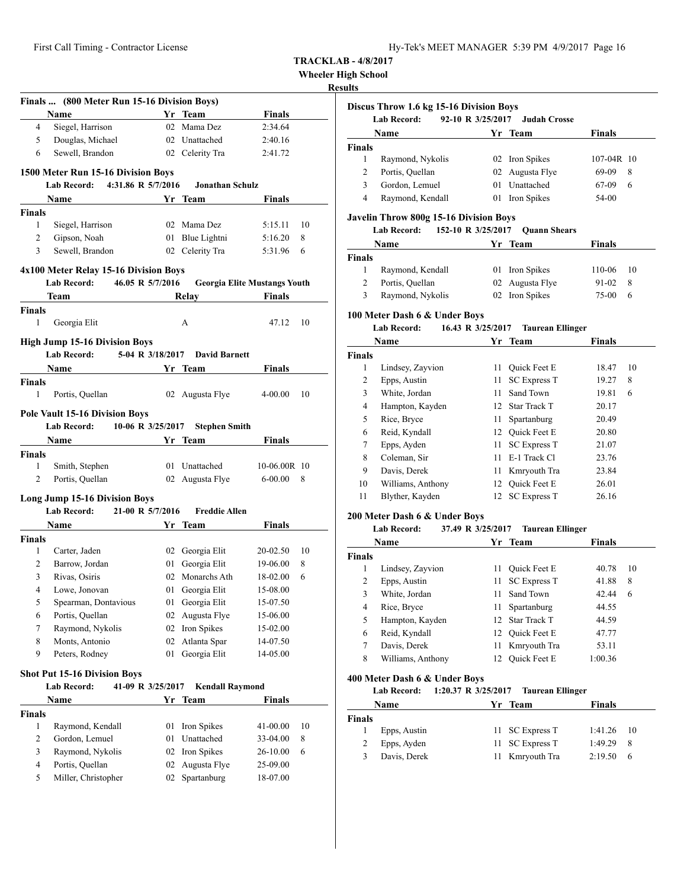**TRACKLAB - 4/8/2017**

**Wheeler High School**

**Results**

### Finals ... (800 Meter Run 15-16 Division Boys)

| | Name | Yr | Team | Finals |
|---|---|---|---|---|
| 4 | Siegel, Harrison | 02 | Mama Dez | 2:34.64 |
| 5 | Douglas, Michael | 02 | Unattached | 2:40.16 |
| 6 | Sewell, Brandon | 02 | Celerity Tra | 2:41.72 |

### 1500 Meter Run 15-16 Division Boys

**Lab Record:** 4:31.86 R 5/7/2016 **Jonathan Schulz**

| | Name | Yr | Team | Finals | |
|---|---|---|---|---|---|
| **Finals** | | | | | |
| 1 | Siegel, Harrison | 02 | Mama Dez | 5:15.11 | 10 |
| 2 | Gipson, Noah | 01 | Blue Lightni | 5:16.20 | 8 |
| 3 | Sewell, Brandon | 02 | Celerity Tra | 5:31.96 | 6 |

### 4x100 Meter Relay 15-16 Division Boys

**Lab Record:** 46.05 R 5/7/2016 **Georgia Elite Mustangs Youth**

| | Team | Relay | Finals | |
|---|---|---|---|---|
| **Finals** | | | | |
| 1 | Georgia Elit | A | 47.12 | 10 |

### High Jump 15-16 Division Boys

**Lab Record:** 5-04 R 3/18/2017 **David Barnett**

| | Name | Yr | Team | Finals | |
|---|---|---|---|---|---|
| **Finals** | | | | | |
| 1 | Portis, Quellan | 02 | Augusta Flye | 4-00.00 | 10 |

### Pole Vault 15-16 Division Boys

**Lab Record:** 10-06 R 3/25/2017 **Stephen Smith**

| | Name | Yr | Team | Finals | |
|---|---|---|---|---|---|
| **Finals** | | | | | |
| 1 | Smith, Stephen | 01 | Unattached | 10-06.00R | 10 |
| 2 | Portis, Quellan | 02 | Augusta Flye | 6-00.00 | 8 |

### Long Jump 15-16 Division Boys

**Lab Record:** 21-00 R 5/7/2016 **Freddie Allen**

| | Name | Yr | Team | Finals | |
|---|---|---|---|---|---|
| **Finals** | | | | | |
| 1 | Carter, Jaden | 02 | Georgia Elit | 20-02.50 | 10 |
| 2 | Barrow, Jordan | 01 | Georgia Elit | 19-06.00 | 8 |
| 3 | Rivas, Osiris | 02 | Monarchs Ath | 18-02.00 | 6 |
| 4 | Lowe, Jonovan | 01 | Georgia Elit | 15-08.00 | |
| 5 | Spearman, Dontavious | 01 | Georgia Elit | 15-07.50 | |
| 6 | Portis, Quellan | 02 | Augusta Flye | 15-06.00 | |
| 7 | Raymond, Nykolis | 02 | Iron Spikes | 15-02.00 | |
| 8 | Monts, Antonio | 02 | Atlanta Spar | 14-07.50 | |
| 9 | Peters, Rodney | 01 | Georgia Elit | 14-05.00 | |

### Shot Put 15-16 Division Boys

**Lab Record:** 41-09 R 3/25/2017 **Kendall Raymond**

| | Name | Yr | Team | Finals | |
|---|---|---|---|---|---|
| **Finals** | | | | | |
| 1 | Raymond, Kendall | 01 | Iron Spikes | 41-00.00 | 10 |
| 2 | Gordon, Lemuel | 01 | Unattached | 33-04.00 | 8 |
| 3 | Raymond, Nykolis | 02 | Iron Spikes | 26-10.00 | 6 |
| 4 | Portis, Quellan | 02 | Augusta Flye | 25-09.00 | |
| 5 | Miller, Christopher | 02 | Spartanburg | 18-07.00 | |

### Discus Throw 1.6 kg 15-16 Division Boys

**Lab Record:** 92-10 R 3/25/2017 **Judah Crosse**

| | Name | Yr | Team | Finals | |
|---|---|---|---|---|---|
| **Finals** | | | | | |
| 1 | Raymond, Nykolis | 02 | Iron Spikes | 107-04R | 10 |
| 2 | Portis, Quellan | 02 | Augusta Flye | 69-09 | 8 |
| 3 | Gordon, Lemuel | 01 | Unattached | 67-09 | 6 |
| 4 | Raymond, Kendall | 01 | Iron Spikes | 54-00 | |

### Javelin Throw 800g 15-16 Division Boys

**Lab Record:** 152-10 R 3/25/2017 **Quann Shears**

| | Name | Yr | Team | Finals | |
|---|---|---|---|---|---|
| **Finals** | | | | | |
| 1 | Raymond, Kendall | 01 | Iron Spikes | 110-06 | 10 |
| 2 | Portis, Quellan | 02 | Augusta Flye | 91-02 | 8 |
| 3 | Raymond, Nykolis | 02 | Iron Spikes | 75-00 | 6 |

### 100 Meter Dash 6 & Under Boys

**Lab Record:** 16.43 R 3/25/2017 **Taurean Ellinger**

| | Name | Yr | Team | Finals | |
|---|---|---|---|---|---|
| **Finals** | | | | | |
| 1 | Lindsey, Zayvion | 11 | Quick Feet E | 18.47 | 10 |
| 2 | Epps, Austin | 11 | SC Express T | 19.27 | 8 |
| 3 | White, Jordan | 11 | Sand Town | 19.81 | 6 |
| 4 | Hampton, Kayden | 12 | Star Track T | 20.17 | |
| 5 | Rice, Bryce | 11 | Spartanburg | 20.49 | |
| 6 | Reid, Kyndall | 12 | Quick Feet E | 20.80 | |
| 7 | Epps, Ayden | 11 | SC Express T | 21.07 | |
| 8 | Coleman, Sir | 11 | E-1 Track Cl | 23.76 | |
| 9 | Davis, Derek | 11 | Kmryouth Tra | 23.84 | |
| 10 | Williams, Anthony | 12 | Quick Feet E | 26.01 | |
| 11 | Blyther, Kayden | 12 | SC Express T | 26.16 | |

### 200 Meter Dash 6 & Under Boys

**Lab Record:** 37.49 R 3/25/2017 **Taurean Ellinger**

| | Name | Yr | Team | Finals | |
|---|---|---|---|---|---|
| **Finals** | | | | | |
| 1 | Lindsey, Zayvion | 11 | Quick Feet E | 40.78 | 10 |
| 2 | Epps, Austin | 11 | SC Express T | 41.88 | 8 |
| 3 | White, Jordan | 11 | Sand Town | 42.44 | 6 |
| 4 | Rice, Bryce | 11 | Spartanburg | 44.55 | |
| 5 | Hampton, Kayden | 12 | Star Track T | 44.59 | |
| 6 | Reid, Kyndall | 12 | Quick Feet E | 47.77 | |
| 7 | Davis, Derek | 11 | Kmryouth Tra | 53.11 | |
| 8 | Williams, Anthony | 12 | Quick Feet E | 1:00.36 | |

### 400 Meter Dash 6 & Under Boys

**Lab Record:** 1:20.37 R 3/25/2017 **Taurean Ellinger**

| | Name | Yr | Team | Finals | |
|---|---|---|---|---|---|
| **Finals** | | | | | |
| 1 | Epps, Austin | 11 | SC Express T | 1:41.26 | 10 |
| 2 | Epps, Ayden | 11 | SC Express T | 1:49.29 | 8 |
| 3 | Davis, Derek | 11 | Kmryouth Tra | 2:19.50 | 6 |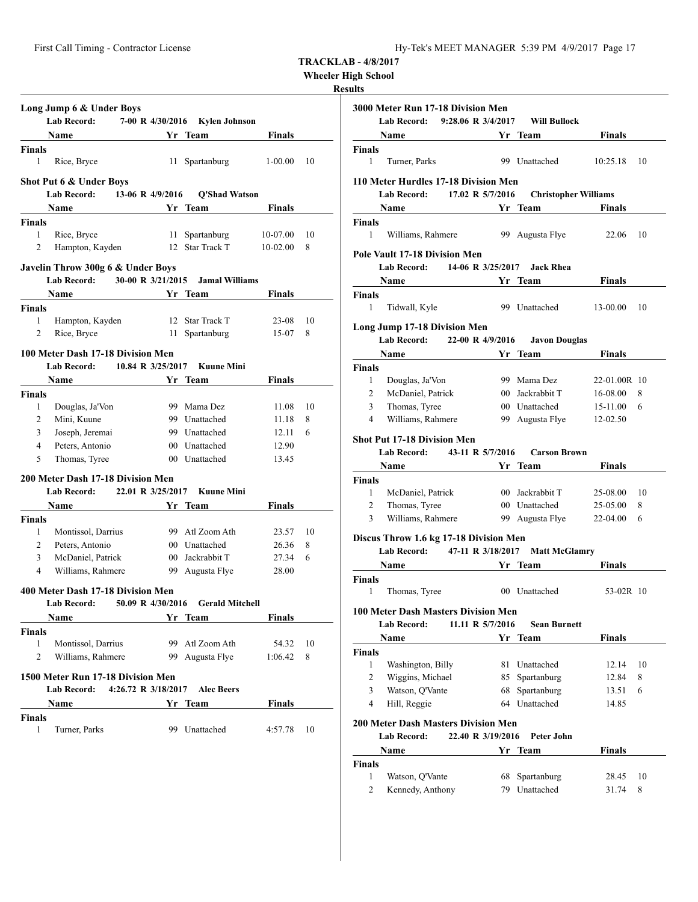**TRACKLAB - 4/8/2017**

**Wheeler High School**

**Results**

### Long Jump 6 & Under Boys

**Lab Record:** 7-00 R 4/30/2016 **Kylen Johnson**

| | Name | Yr | Team | Finals | |
|---|---|---|---|---|---|
| **Finals** | | | | | |
| 1 | Rice, Bryce | 11 | Spartanburg | 1-00.00 | 10 |

### Shot Put 6 & Under Boys

**Lab Record:** 13-06 R 4/9/2016 **Q'Shad Watson**

| | Name | Yr | Team | Finals | |
|---|---|---|---|---|---|
| **Finals** | | | | | |
| 1 | Rice, Bryce | 11 | Spartanburg | 10-07.00 | 10 |
| 2 | Hampton, Kayden | 12 | Star Track T | 10-02.00 | 8 |

### Javelin Throw 300g 6 & Under Boys

**Lab Record:** 30-00 R 3/21/2015 **Jamal Williams**

| | Name | Yr | Team | Finals | |
|---|---|---|---|---|---|
| **Finals** | | | | | |
| 1 | Hampton, Kayden | 12 | Star Track T | 23-08 | 10 |
| 2 | Rice, Bryce | 11 | Spartanburg | 15-07 | 8 |

### 100 Meter Dash 17-18 Division Men

**Lab Record:** 10.84 R 3/25/2017 **Kuune Mini**

| | Name | Yr | Team | Finals | |
|---|---|---|---|---|---|
| **Finals** | | | | | |
| 1 | Douglas, Ja'Von | 99 | Mama Dez | 11.08 | 10 |
| 2 | Mini, Kuune | 99 | Unattached | 11.18 | 8 |
| 3 | Joseph, Jeremai | 99 | Unattached | 12.11 | 6 |
| 4 | Peters, Antonio | 00 | Unattached | 12.90 | |
| 5 | Thomas, Tyree | 00 | Unattached | 13.45 | |

### 200 Meter Dash 17-18 Division Men

**Lab Record:** 22.01 R 3/25/2017 **Kuune Mini**

| | Name | Yr | Team | Finals | |
|---|---|---|---|---|---|
| **Finals** | | | | | |
| 1 | Montissol, Darrius | 99 | Atl Zoom Ath | 23.57 | 10 |
| 2 | Peters, Antonio | 00 | Unattached | 26.36 | 8 |
| 3 | McDaniel, Patrick | 00 | Jackrabbit T | 27.34 | 6 |
| 4 | Williams, Rahmere | 99 | Augusta Flye | 28.00 | |

### 400 Meter Dash 17-18 Division Men

**Lab Record:** 50.09 R 4/30/2016 **Gerald Mitchell**

| | Name | Yr | Team | Finals | |
|---|---|---|---|---|---|
| **Finals** | | | | | |
| 1 | Montissol, Darrius | 99 | Atl Zoom Ath | 54.32 | 10 |
| 2 | Williams, Rahmere | 99 | Augusta Flye | 1:06.42 | 8 |

### 1500 Meter Run 17-18 Division Men

**Lab Record:** 4:26.72 R 3/18/2017 **Alec Beers**

| | Name | Yr | Team | Finals | |
|---|---|---|---|---|---|
| **Finals** | | | | | |
| 1 | Turner, Parks | 99 | Unattached | 4:57.78 | 10 |

### 3000 Meter Run 17-18 Division Men

**Lab Record:** 9:28.06 R 3/4/2017 **Will Bullock**

| | Name | Yr | Team | Finals | |
|---|---|---|---|---|---|
| **Finals** | | | | | |
| 1 | Turner, Parks | 99 | Unattached | 10:25.18 | 10 |

### 110 Meter Hurdles 17-18 Division Men

**Lab Record:** 17.02 R 5/7/2016 **Christopher Williams**

| | Name | Yr | Team | Finals | |
|---|---|---|---|---|---|
| **Finals** | | | | | |
| 1 | Williams, Rahmere | 99 | Augusta Flye | 22.06 | 10 |

### Pole Vault 17-18 Division Men

**Lab Record:** 14-06 R 3/25/2017 **Jack Rhea**

| | Name | Yr | Team | Finals | |
|---|---|---|---|---|---|
| **Finals** | | | | | |
| 1 | Tidwall, Kyle | 99 | Unattached | 13-00.00 | 10 |

### Long Jump 17-18 Division Men

**Lab Record:** 22-00 R 4/9/2016 **Javon Douglas**

| | Name | Yr | Team | Finals | |
|---|---|---|---|---|---|
| **Finals** | | | | | |
| 1 | Douglas, Ja'Von | 99 | Mama Dez | 22-01.00R | 10 |
| 2 | McDaniel, Patrick | 00 | Jackrabbit T | 16-08.00 | 8 |
| 3 | Thomas, Tyree | 00 | Unattached | 15-11.00 | 6 |
| 4 | Williams, Rahmere | 99 | Augusta Flye | 12-02.50 | |

### Shot Put 17-18 Division Men

**Lab Record:** 43-11 R 5/7/2016 **Carson Brown**

| | Name | Yr | Team | Finals | |
|---|---|---|---|---|---|
| **Finals** | | | | | |
| 1 | McDaniel, Patrick | 00 | Jackrabbit T | 25-08.00 | 10 |
| 2 | Thomas, Tyree | 00 | Unattached | 25-05.00 | 8 |
| 3 | Williams, Rahmere | 99 | Augusta Flye | 22-04.00 | 6 |

### Discus Throw 1.6 kg 17-18 Division Men

**Lab Record:** 47-11 R 3/18/2017 **Matt McGlamry**

| | Name | Yr | Team | Finals | |
|---|---|---|---|---|---|
| **Finals** | | | | | |
| 1 | Thomas, Tyree | 00 | Unattached | 53-02R | 10 |

### 100 Meter Dash Masters Division Men

**Lab Record:** 11.11 R 5/7/2016 **Sean Burnett**

| | Name | Yr | Team | Finals | |
|---|---|---|---|---|---|
| **Finals** | | | | | |
| 1 | Washington, Billy | 81 | Unattached | 12.14 | 10 |
| 2 | Wiggins, Michael | 85 | Spartanburg | 12.84 | 8 |
| 3 | Watson, Q'Vante | 68 | Spartanburg | 13.51 | 6 |
| 4 | Hill, Reggie | 64 | Unattached | 14.85 | |

### 200 Meter Dash Masters Division Men

**Lab Record:** 22.40 R 3/19/2016 **Peter John**

| | Name | Yr | Team | Finals | |
|---|---|---|---|---|---|
| **Finals** | | | | | |
| 1 | Watson, Q'Vante | 68 | Spartanburg | 28.45 | 10 |
| 2 | Kennedy, Anthony | 79 | Unattached | 31.74 | 8 |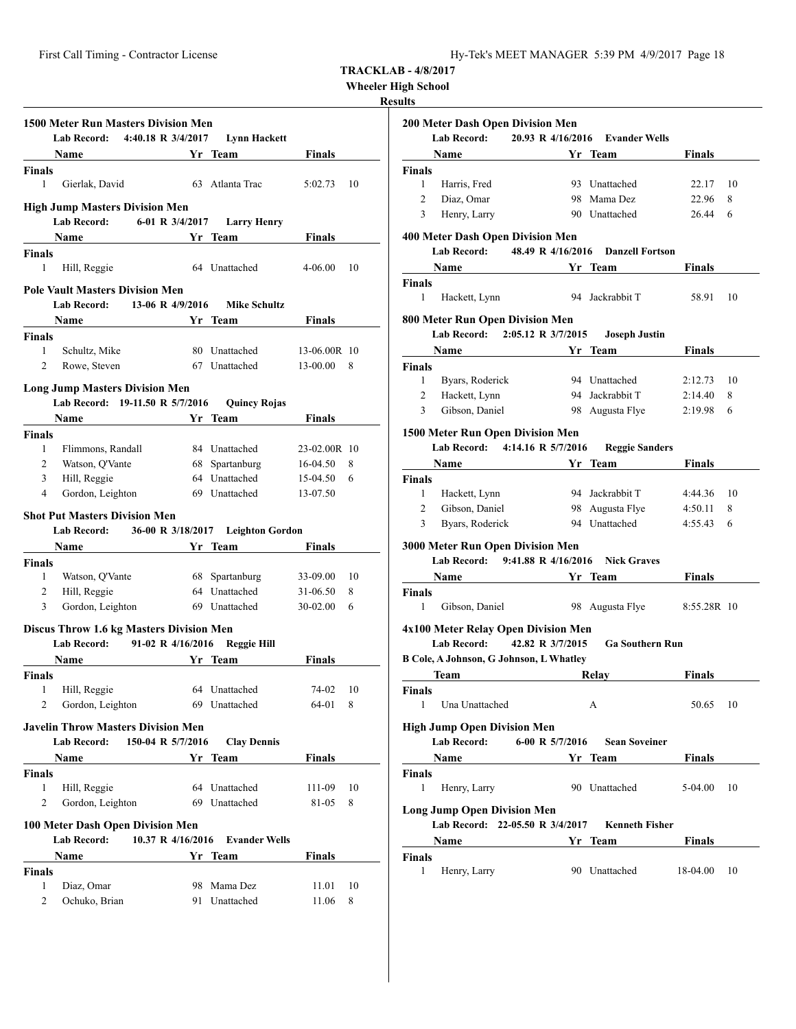**TRACKLAB - 4/8/2017**

**Wheeler High School**

**Results**

### 1500 Meter Run Masters Division Men

**Lab Record:** 4:40.18 R 3/4/2017 **Lynn Hackett**

| | Name | Yr | Team | Finals | |
|---|---|---|---|---|---|
| **Finals** | | | | | |
| 1 | Gierlak, David | 63 | Atlanta Trac | 5:02.73 | 10 |

### High Jump Masters Division Men

**Lab Record:** 6-01 R 3/4/2017 **Larry Henry**

| | Name | Yr | Team | Finals | |
|---|---|---|---|---|---|
| **Finals** | | | | | |
| 1 | Hill, Reggie | 64 | Unattached | 4-06.00 | 10 |

### Pole Vault Masters Division Men

**Lab Record:** 13-06 R 4/9/2016 **Mike Schultz**

| | Name | Yr | Team | Finals | |
|---|---|---|---|---|---|
| **Finals** | | | | | |
| 1 | Schultz, Mike | 80 | Unattached | 13-06.00R | 10 |
| 2 | Rowe, Steven | 67 | Unattached | 13-00.00 | 8 |

### Long Jump Masters Division Men

**Lab Record:** 19-11.50 R 5/7/2016 **Quincy Rojas**

| | Name | Yr | Team | Finals | |
|---|---|---|---|---|---|
| **Finals** | | | | | |
| 1 | Flimmons, Randall | 84 | Unattached | 23-02.00R | 10 |
| 2 | Watson, Q'Vante | 68 | Spartanburg | 16-04.50 | 8 |
| 3 | Hill, Reggie | 64 | Unattached | 15-04.50 | 6 |
| 4 | Gordon, Leighton | 69 | Unattached | 13-07.50 | |

### Shot Put Masters Division Men

**Lab Record:** 36-00 R 3/18/2017 **Leighton Gordon**

| | Name | Yr | Team | Finals | |
|---|---|---|---|---|---|
| **Finals** | | | | | |
| 1 | Watson, Q'Vante | 68 | Spartanburg | 33-09.00 | 10 |
| 2 | Hill, Reggie | 64 | Unattached | 31-06.50 | 8 |
| 3 | Gordon, Leighton | 69 | Unattached | 30-02.00 | 6 |

### Discus Throw 1.6 kg Masters Division Men

**Lab Record:** 91-02 R 4/16/2016 **Reggie Hill**

| | Name | Yr | Team | Finals | |
|---|---|---|---|---|---|
| **Finals** | | | | | |
| 1 | Hill, Reggie | 64 | Unattached | 74-02 | 10 |
| 2 | Gordon, Leighton | 69 | Unattached | 64-01 | 8 |

### Javelin Throw Masters Division Men

**Lab Record:** 150-04 R 5/7/2016 **Clay Dennis**

| | Name | Yr | Team | Finals | |
|---|---|---|---|---|---|
| **Finals** | | | | | |
| 1 | Hill, Reggie | 64 | Unattached | 111-09 | 10 |
| 2 | Gordon, Leighton | 69 | Unattached | 81-05 | 8 |

### 100 Meter Dash Open Division Men

**Lab Record:** 10.37 R 4/16/2016 **Evander Wells**

| | Name | Yr | Team | Finals | |
|---|---|---|---|---|---|
| **Finals** | | | | | |
| 1 | Diaz, Omar | 98 | Mama Dez | 11.01 | 10 |
| 2 | Ochuko, Brian | 91 | Unattached | 11.06 | 8 |

### 200 Meter Dash Open Division Men

**Lab Record:** 20.93 R 4/16/2016 **Evander Wells**

| | Name | Yr | Team | Finals | |
|---|---|---|---|---|---|
| **Finals** | | | | | |
| 1 | Harris, Fred | 93 | Unattached | 22.17 | 10 |
| 2 | Diaz, Omar | 98 | Mama Dez | 22.96 | 8 |
| 3 | Henry, Larry | 90 | Unattached | 26.44 | 6 |

### 400 Meter Dash Open Division Men

**Lab Record:** 48.49 R 4/16/2016 **Danzell Fortson**

| | Name | Yr | Team | Finals | |
|---|---|---|---|---|---|
| **Finals** | | | | | |
| 1 | Hackett, Lynn | 94 | Jackrabbit T | 58.91 | 10 |

### 800 Meter Run Open Division Men

**Lab Record:** 2:05.12 R 3/7/2015 **Joseph Justin**

| | Name | Yr | Team | Finals | |
|---|---|---|---|---|---|
| **Finals** | | | | | |
| 1 | Byars, Roderick | 94 | Unattached | 2:12.73 | 10 |
| 2 | Hackett, Lynn | 94 | Jackrabbit T | 2:14.40 | 8 |
| 3 | Gibson, Daniel | 98 | Augusta Flye | 2:19.98 | 6 |

### 1500 Meter Run Open Division Men

**Lab Record:** 4:14.16 R 5/7/2016 **Reggie Sanders**

| | Name | Yr | Team | Finals | |
|---|---|---|---|---|---|
| **Finals** | | | | | |
| 1 | Hackett, Lynn | 94 | Jackrabbit T | 4:44.36 | 10 |
| 2 | Gibson, Daniel | 98 | Augusta Flye | 4:50.11 | 8 |
| 3 | Byars, Roderick | 94 | Unattached | 4:55.43 | 6 |

### 3000 Meter Run Open Division Men

**Lab Record:** 9:41.88 R 4/16/2016 **Nick Graves**

| | Name | Yr | Team | Finals | |
|---|---|---|---|---|---|
| **Finals** | | | | | |
| 1 | Gibson, Daniel | 98 | Augusta Flye | 8:55.28R | 10 |

### 4x100 Meter Relay Open Division Men

**Lab Record:** 42.82 R 3/7/2015 **Ga Southern Run**

B Cole, A Johnson, G Johnson, L Whatley

| | Team | Relay | Finals | |
|---|---|---|---|---|
| **Finals** | | | | |
| 1 | Una Unattached | A | 50.65 | 10 |

### High Jump Open Division Men

**Lab Record:** 6-00 R 5/7/2016 **Sean Soveiner**

| | Name | Yr | Team | Finals | |
|---|---|---|---|---|---|
| **Finals** | | | | | |
| 1 | Henry, Larry | 90 | Unattached | 5-04.00 | 10 |

### Long Jump Open Division Men

**Lab Record:** 22-05.50 R 3/4/2017 **Kenneth Fisher**

| | Name | Yr | Team | Finals | |
|---|---|---|---|---|---|
| **Finals** | | | | | |
| 1 | Henry, Larry | 90 | Unattached | 18-04.00 | 10 |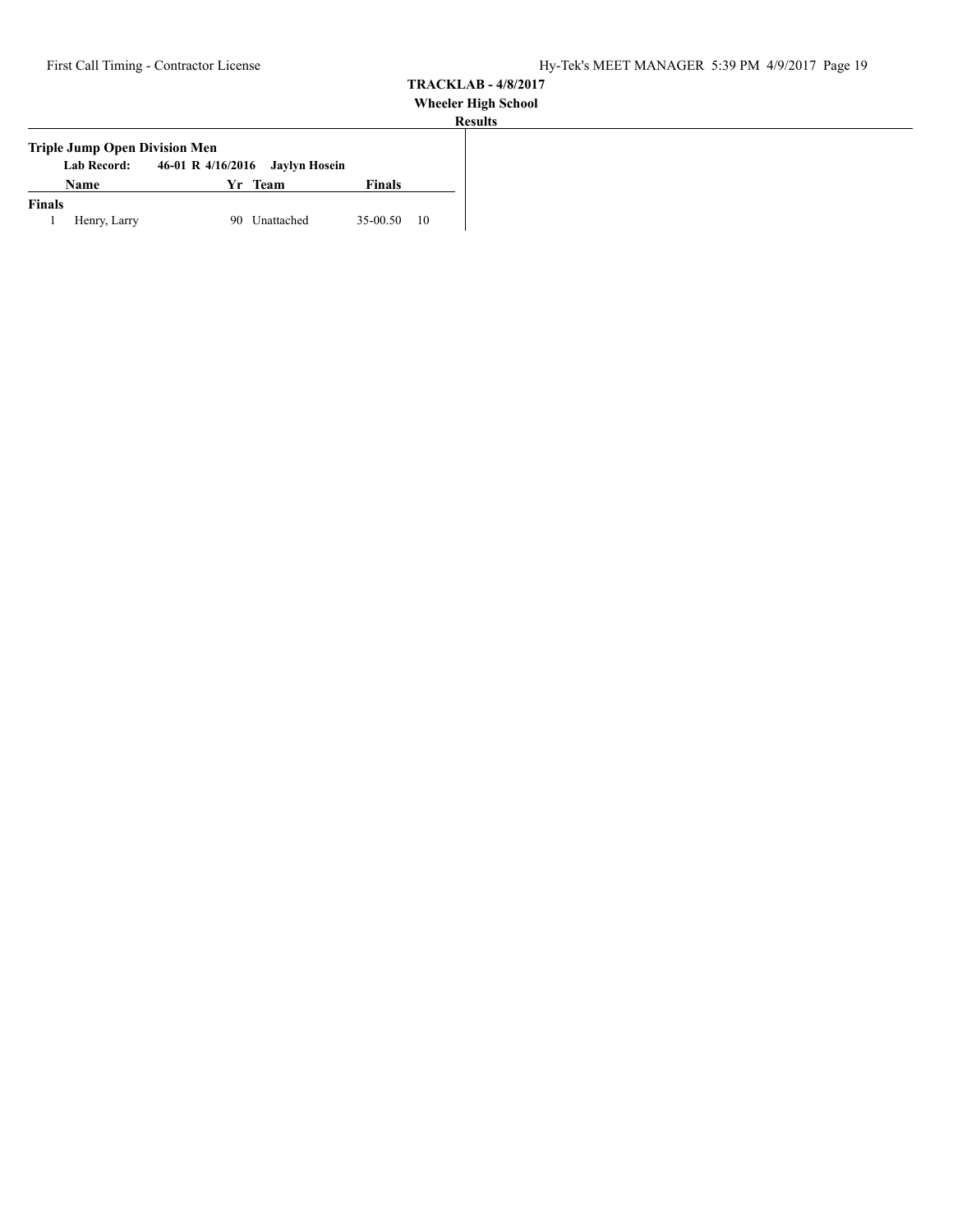**TRACKLAB - 4/8/2017**

**Wheeler High School**

**Results**

### Triple Jump Open Division Men

**Lab Record: 46-01 R 4/16/2016 Jaylyn Hosein**

| | Name | Yr | Team | Finals | |
|---|---|---|---|---|---|
| **Finals** | | | | | |
| 1 | Henry, Larry | 90 | Unattached | 35-00.50 | 10 |